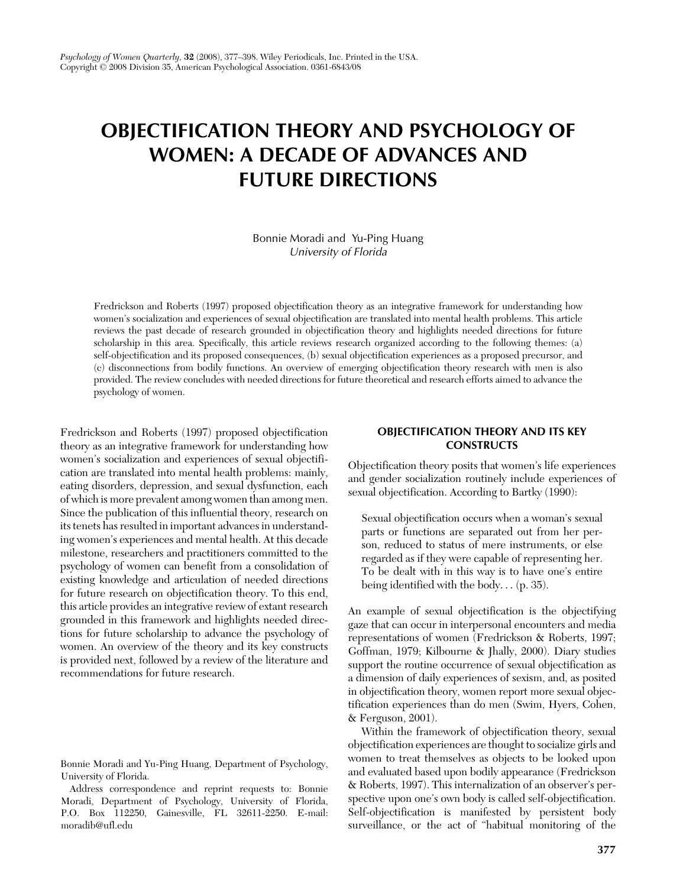# OBJECTIFICATION THEORY AND PSYCHOLOGY OF WOMEN: A DECADE OF ADVANCES AND FUTURE DIRECTIONS

Bonnie Moradi and Yu-Ping Huang
*University of Florida*

Fredrickson and Roberts (1997) proposed objectification theory as an integrative framework for understanding how women's socialization and experiences of sexual objectification are translated into mental health problems. This article reviews the past decade of research grounded in objectification theory and highlights needed directions for future scholarship in this area. Specifically, this article reviews research organized according to the following themes: (a) self-objectification and its proposed consequences, (b) sexual objectification experiences as a proposed precursor, and (c) disconnections from bodily functions. An overview of emerging objectification theory research with men is also provided. The review concludes with needed directions for future theoretical and research efforts aimed to advance the psychology of women.

Fredrickson and Roberts (1997) proposed objectification theory as an integrative framework for understanding how women's socialization and experiences of sexual objectification are translated into mental health problems: mainly, eating disorders, depression, and sexual dysfunction, each of which is more prevalent among women than among men. Since the publication of this influential theory, research on its tenets has resulted in important advances in understanding women's experiences and mental health. At this decade milestone, researchers and practitioners committed to the psychology of women can benefit from a consolidation of existing knowledge and articulation of needed directions for future research on objectification theory. To this end, this article provides an integrative review of extant research grounded in this framework and highlights needed directions for future scholarship to advance the psychology of women. An overview of the theory and its key constructs is provided next, followed by a review of the literature and recommendations for future research.

Bonnie Moradi and Yu-Ping Huang, Department of Psychology, University of Florida.

Address correspondence and reprint requests to: Bonnie Moradi, Department of Psychology, University of Florida, P.O. Box 112250, Gainesville, FL 32611-2250. E-mail: moradib@ufl.edu

## OBJECTIFICATION THEORY AND ITS KEY CONSTRUCTS

Objectification theory posits that women's life experiences and gender socialization routinely include experiences of sexual objectification. According to Bartky (1990):

> Sexual objectification occurs when a woman's sexual parts or functions are separated out from her person, reduced to status of mere instruments, or else regarded as if they were capable of representing her. To be dealt with in this way is to have one's entire being identified with the body. . . (p. 35).

An example of sexual objectification is the objectifying gaze that can occur in interpersonal encounters and media representations of women (Fredrickson & Roberts, 1997; Goffman, 1979; Kilbourne & Jhally, 2000). Diary studies support the routine occurrence of sexual objectification as a dimension of daily experiences of sexism, and, as posited in objectification theory, women report more sexual objectification experiences than do men (Swim, Hyers, Cohen, & Ferguson, 2001).

Within the framework of objectification theory, sexual objectification experiences are thought to socialize girls and women to treat themselves as objects to be looked upon and evaluated based upon bodily appearance (Fredrickson & Roberts, 1997). This internalization of an observer's perspective upon one's own body is called self-objectification. Self-objectification is manifested by persistent body surveillance, or the act of "habitual monitoring of the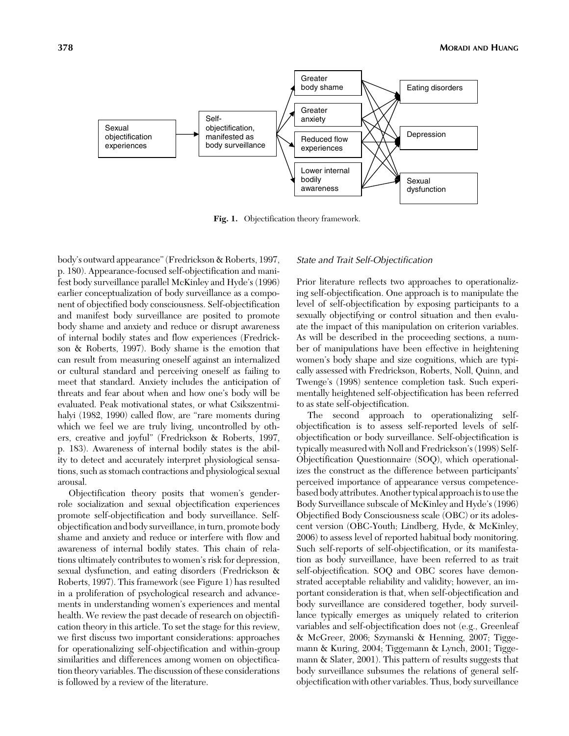Fig. 1. Objectification theory framework.

body's outward appearance" (Fredrickson & Roberts, 1997, p. 180). Appearance-focused self-objectification and manifest body surveillance parallel McKinley and Hyde's (1996) earlier conceptualization of body surveillance as a component of objectified body consciousness. Self-objectification and manifest body surveillance are posited to promote body shame and anxiety and reduce or disrupt awareness of internal bodily states and flow experiences (Fredrickson & Roberts, 1997). Body shame is the emotion that can result from measuring oneself against an internalized or cultural standard and perceiving oneself as failing to meet that standard. Anxiety includes the anticipation of threats and fear about when and how one's body will be evaluated. Peak motivational states, or what Csikszentmihalyi (1982, 1990) called flow, are "rare moments during which we feel we are truly living, uncontrolled by others, creative and joyful" (Fredrickson & Roberts, 1997, p. 183). Awareness of internal bodily states is the ability to detect and accurately interpret physiological sensations, such as stomach contractions and physiological sexual arousal.

Objectification theory posits that women's gender-role socialization and sexual objectification experiences promote self-objectification and body surveillance. Self-objectification and body surveillance, in turn, promote body shame and anxiety and reduce or interfere with flow and awareness of internal bodily states. This chain of relations ultimately contributes to women's risk for depression, sexual dysfunction, and eating disorders (Fredrickson & Roberts, 1997). This framework (see Figure 1) has resulted in a proliferation of psychological research and advancements in understanding women's experiences and mental health. We review the past decade of research on objectification theory in this article. To set the stage for this review, we first discuss two important considerations: approaches for operationalizing self-objectification and within-group similarities and differences among women on objectification theory variables. The discussion of these considerations is followed by a review of the literature.

### *State and Trait Self-Objectification*

Prior literature reflects two approaches to operationalizing self-objectification. One approach is to manipulate the level of self-objectification by exposing participants to a sexually objectifying or control situation and then evaluate the impact of this manipulation on criterion variables. As will be described in the proceeding sections, a number of manipulations have been effective in heightening women's body shape and size cognitions, which are typically assessed with Fredrickson, Roberts, Noll, Quinn, and Twenge's (1998) sentence completion task. Such experimentally heightened self-objectification has been referred to as state self-objectification.

The second approach to operationalizing self-objectification is to assess self-reported levels of self-objectification or body surveillance. Self-objectification is typically measured with Noll and Fredrickson's (1998) Self-Objectification Questionnaire (SOQ), which operationalizes the construct as the difference between participants' perceived importance of appearance versus competence-based body attributes. Another typical approach is to use the Body Surveillance subscale of McKinley and Hyde's (1996) Objectified Body Consciousness scale (OBC) or its adolescent version (OBC-Youth; Lindberg, Hyde, & McKinley, 2006) to assess level of reported habitual body monitoring. Such self-reports of self-objectification, or its manifestation as body surveillance, have been referred to as trait self-objectification. SOQ and OBC scores have demonstrated acceptable reliability and validity; however, an important consideration is that, when self-objectification and body surveillance are considered together, body surveillance typically emerges as uniquely related to criterion variables and self-objectification does not (e.g., Greenleaf & McGreer, 2006; Szymanski & Henning, 2007; Tiggemann & Kuring, 2004; Tiggemann & Lynch, 2001; Tiggemann & Slater, 2001). This pattern of results suggests that body surveillance subsumes the relations of general self-objectification with other variables. Thus, body surveillance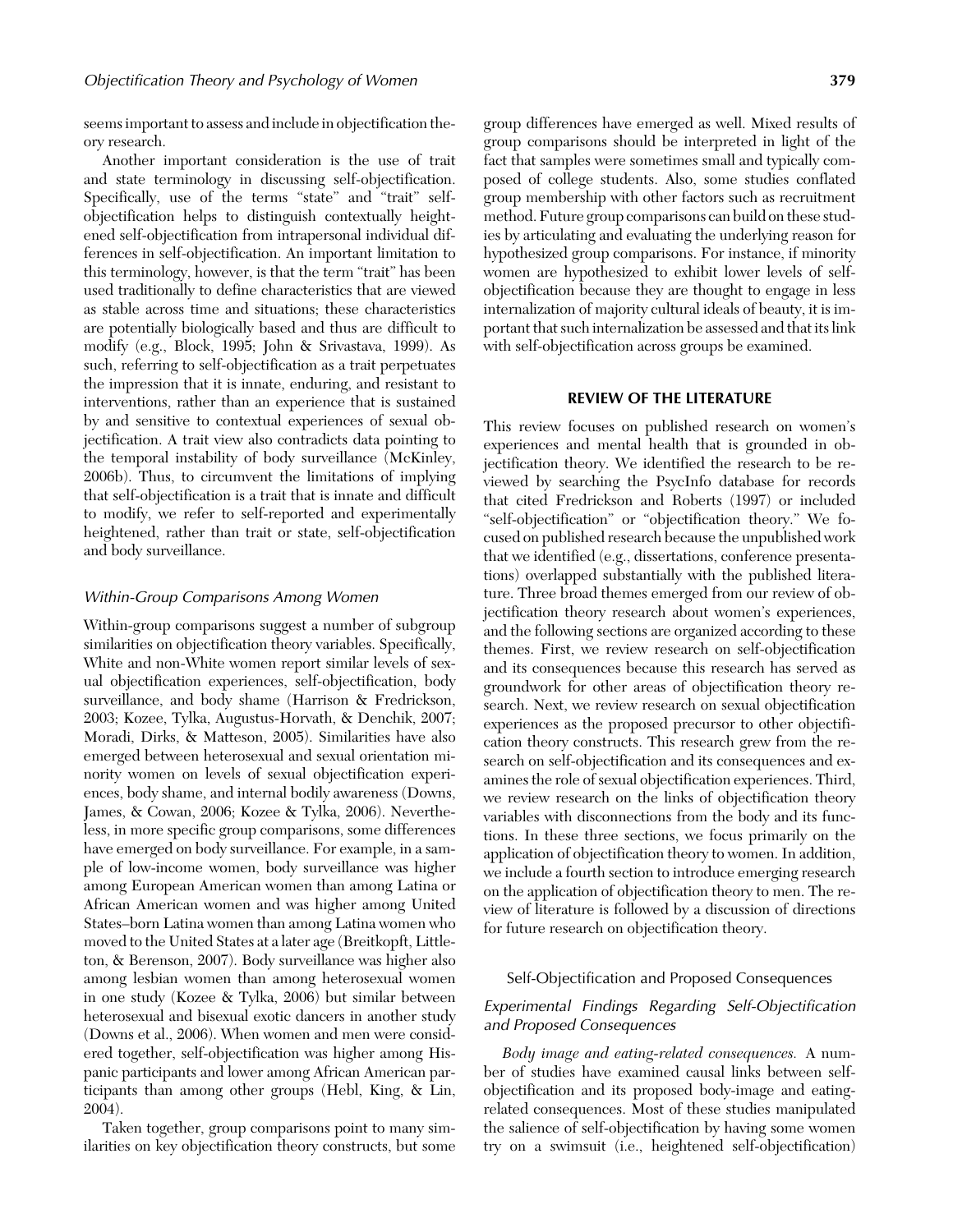seems important to assess and include in objectification theory research.

Another important consideration is the use of trait and state terminology in discussing self-objectification. Specifically, use of the terms "state" and "trait" self-objectification helps to distinguish contextually heightened self-objectification from intrapersonal individual differences in self-objectification. An important limitation to this terminology, however, is that the term "trait" has been used traditionally to define characteristics that are viewed as stable across time and situations; these characteristics are potentially biologically based and thus are difficult to modify (e.g., Block, 1995; John & Srivastava, 1999). As such, referring to self-objectification as a trait perpetuates the impression that it is innate, enduring, and resistant to interventions, rather than an experience that is sustained by and sensitive to contextual experiences of sexual objectification. A trait view also contradicts data pointing to the temporal instability of body surveillance (McKinley, 2006b). Thus, to circumvent the limitations of implying that self-objectification is a trait that is innate and difficult to modify, we refer to self-reported and experimentally heightened, rather than trait or state, self-objectification and body surveillance.

### *Within-Group Comparisons Among Women*

Within-group comparisons suggest a number of subgroup similarities on objectification theory variables. Specifically, White and non-White women report similar levels of sexual objectification experiences, self-objectification, body surveillance, and body shame (Harrison & Fredrickson, 2003; Kozee, Tylka, Augustus-Horvath, & Denchik, 2007; Moradi, Dirks, & Matteson, 2005). Similarities have also emerged between heterosexual and sexual orientation minority women on levels of sexual objectification experiences, body shame, and internal bodily awareness (Downs, James, & Cowan, 2006; Kozee & Tylka, 2006). Nevertheless, in more specific group comparisons, some differences have emerged on body surveillance. For example, in a sample of low-income women, body surveillance was higher among European American women than among Latina or African American women and was higher among United States–born Latina women than among Latina women who moved to the United States at a later age (Breitkopft, Littleton, & Berenson, 2007). Body surveillance was higher also among lesbian women than among heterosexual women in one study (Kozee & Tylka, 2006) but similar between heterosexual and bisexual exotic dancers in another study (Downs et al., 2006). When women and men were considered together, self-objectification was higher among Hispanic participants and lower among African American participants than among other groups (Hebl, King, & Lin, 2004).

Taken together, group comparisons point to many similarities on key objectification theory constructs, but some group differences have emerged as well. Mixed results of group comparisons should be interpreted in light of the fact that samples were sometimes small and typically composed of college students. Also, some studies conflated group membership with other factors such as recruitment method. Future group comparisons can build on these studies by articulating and evaluating the underlying reason for hypothesized group comparisons. For instance, if minority women are hypothesized to exhibit lower levels of self-objectification because they are thought to engage in less internalization of majority cultural ideals of beauty, it is important that such internalization be assessed and that its link with self-objectification across groups be examined.

## REVIEW OF THE LITERATURE

This review focuses on published research on women's experiences and mental health that is grounded in objectification theory. We identified the research to be reviewed by searching the PsycInfo database for records that cited Fredrickson and Roberts (1997) or included "self-objectification" or "objectification theory." We focused on published research because the unpublished work that we identified (e.g., dissertations, conference presentations) overlapped substantially with the published literature. Three broad themes emerged from our review of objectification theory research about women's experiences, and the following sections are organized according to these themes. First, we review research on self-objectification and its consequences because this research has served as groundwork for other areas of objectification theory research. Next, we review research on sexual objectification experiences as the proposed precursor to other objectification theory constructs. This research grew from the research on self-objectification and its consequences and examines the role of sexual objectification experiences. Third, we review research on the links of objectification theory variables with disconnections from the body and its functions. In these three sections, we focus primarily on the application of objectification theory to women. In addition, we include a fourth section to introduce emerging research on the application of objectification theory to men. The review of literature is followed by a discussion of directions for future research on objectification theory.

### Self-Objectification and Proposed Consequences

#### *Experimental Findings Regarding Self-Objectification and Proposed Consequences*

*Body image and eating-related consequences.* A number of studies have examined causal links between self-objectification and its proposed body-image and eating-related consequences. Most of these studies manipulated the salience of self-objectification by having some women try on a swimsuit (i.e., heightened self-objectification)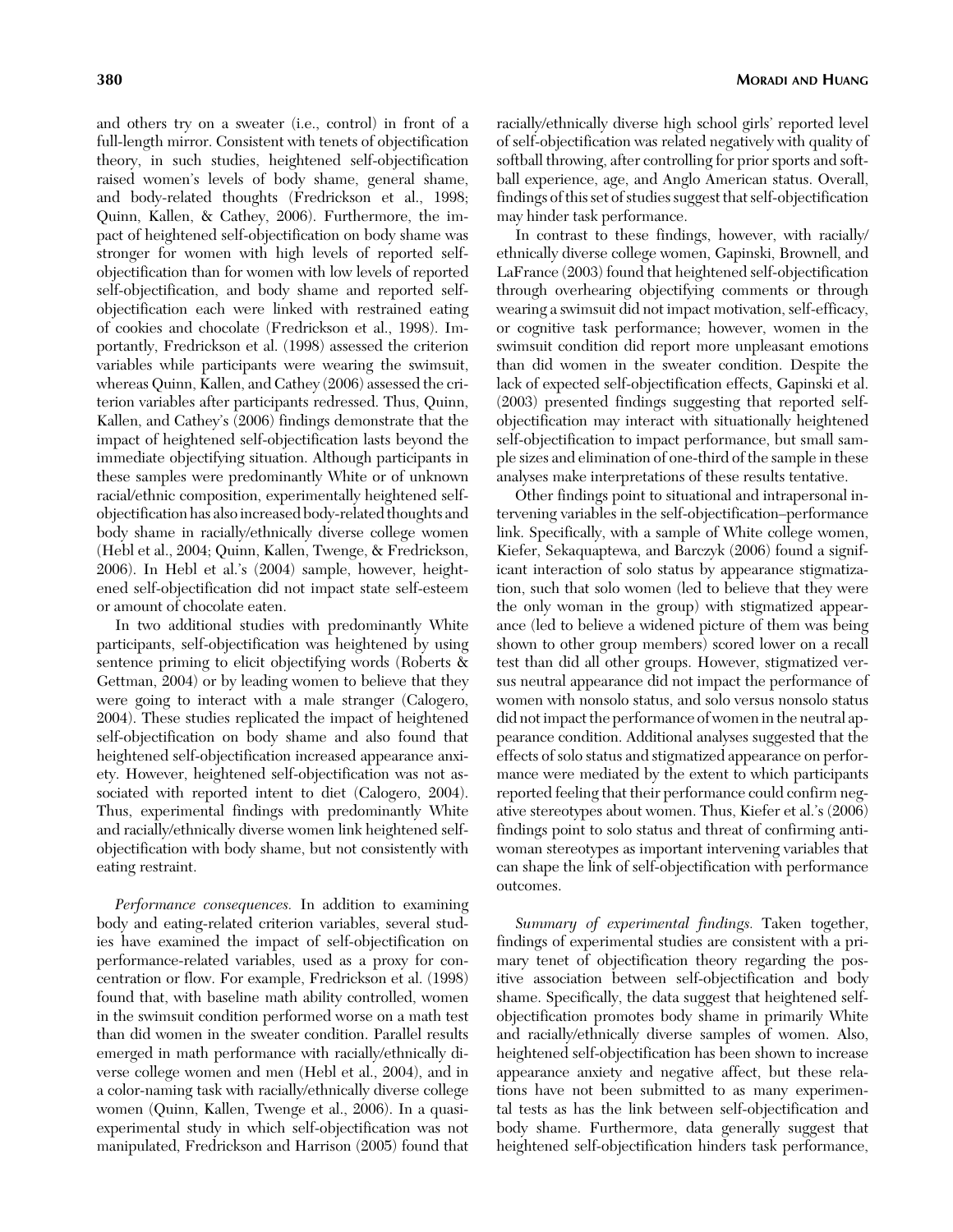and others try on a sweater (i.e., control) in front of a full-length mirror. Consistent with tenets of objectification theory, in such studies, heightened self-objectification raised women's levels of body shame, general shame, and body-related thoughts (Fredrickson et al., 1998; Quinn, Kallen, & Cathey, 2006). Furthermore, the impact of heightened self-objectification on body shame was stronger for women with high levels of reported self-objectification than for women with low levels of reported self-objectification, and body shame and reported self-objectification each were linked with restrained eating of cookies and chocolate (Fredrickson et al., 1998). Importantly, Fredrickson et al. (1998) assessed the criterion variables while participants were wearing the swimsuit, whereas Quinn, Kallen, and Cathey (2006) assessed the criterion variables after participants redressed. Thus, Quinn, Kallen, and Cathey's (2006) findings demonstrate that the impact of heightened self-objectification lasts beyond the immediate objectifying situation. Although participants in these samples were predominantly White or of unknown racial/ethnic composition, experimentally heightened self-objectification has also increased body-related thoughts and body shame in racially/ethnically diverse college women (Hebl et al., 2004; Quinn, Kallen, Twenge, & Fredrickson, 2006). In Hebl et al.'s (2004) sample, however, heightened self-objectification did not impact state self-esteem or amount of chocolate eaten.

In two additional studies with predominantly White participants, self-objectification was heightened by using sentence priming to elicit objectifying words (Roberts & Gettman, 2004) or by leading women to believe that they were going to interact with a male stranger (Calogero, 2004). These studies replicated the impact of heightened self-objectification on body shame and also found that heightened self-objectification increased appearance anxiety. However, heightened self-objectification was not associated with reported intent to diet (Calogero, 2004). Thus, experimental findings with predominantly White and racially/ethnically diverse women link heightened self-objectification with body shame, but not consistently with eating restraint.

*Performance consequences.* In addition to examining body and eating-related criterion variables, several studies have examined the impact of self-objectification on performance-related variables, used as a proxy for concentration or flow. For example, Fredrickson et al. (1998) found that, with baseline math ability controlled, women in the swimsuit condition performed worse on a math test than did women in the sweater condition. Parallel results emerged in math performance with racially/ethnically diverse college women and men (Hebl et al., 2004), and in a color-naming task with racially/ethnically diverse college women (Quinn, Kallen, Twenge et al., 2006). In a quasi-experimental study in which self-objectification was not manipulated, Fredrickson and Harrison (2005) found that racially/ethnically diverse high school girls' reported level of self-objectification was related negatively with quality of softball throwing, after controlling for prior sports and softball experience, age, and Anglo American status. Overall, findings of this set of studies suggest that self-objectification may hinder task performance.

In contrast to these findings, however, with racially/ethnically diverse college women, Gapinski, Brownell, and LaFrance (2003) found that heightened self-objectification through overhearing objectifying comments or through wearing a swimsuit did not impact motivation, self-efficacy, or cognitive task performance; however, women in the swimsuit condition did report more unpleasant emotions than did women in the sweater condition. Despite the lack of expected self-objectification effects, Gapinski et al. (2003) presented findings suggesting that reported self-objectification may interact with situationally heightened self-objectification to impact performance, but small sample sizes and elimination of one-third of the sample in these analyses make interpretations of these results tentative.

Other findings point to situational and intrapersonal intervening variables in the self-objectification–performance link. Specifically, with a sample of White college women, Kiefer, Sekaquaptewa, and Barczyk (2006) found a significant interaction of solo status by appearance stigmatization, such that solo women (led to believe that they were the only woman in the group) with stigmatized appearance (led to believe a widened picture of them was being shown to other group members) scored lower on a recall test than did all other groups. However, stigmatized versus neutral appearance did not impact the performance of women with nonsolo status, and solo versus nonsolo status did not impact the performance of women in the neutral appearance condition. Additional analyses suggested that the effects of solo status and stigmatized appearance on performance were mediated by the extent to which participants reported feeling that their performance could confirm negative stereotypes about women. Thus, Kiefer et al.'s (2006) findings point to solo status and threat of confirming anti-woman stereotypes as important intervening variables that can shape the link of self-objectification with performance outcomes.

*Summary of experimental findings.* Taken together, findings of experimental studies are consistent with a primary tenet of objectification theory regarding the positive association between self-objectification and body shame. Specifically, the data suggest that heightened self-objectification promotes body shame in primarily White and racially/ethnically diverse samples of women. Also, heightened self-objectification has been shown to increase appearance anxiety and negative affect, but these relations have not been submitted to as many experimental tests as has the link between self-objectification and body shame. Furthermore, data generally suggest that heightened self-objectification hinders task performance,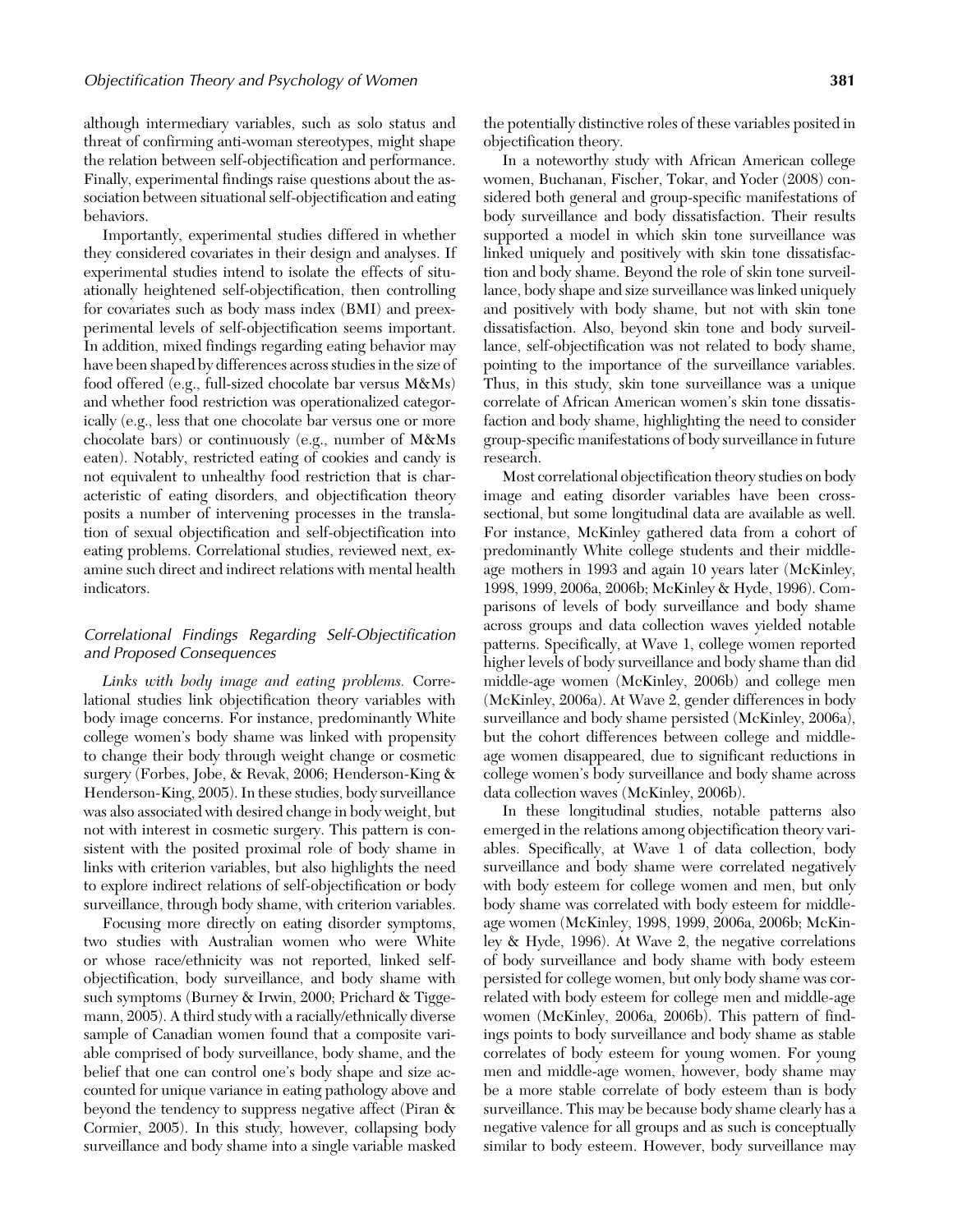although intermediary variables, such as solo status and threat of confirming anti-woman stereotypes, might shape the relation between self-objectification and performance. Finally, experimental findings raise questions about the association between situational self-objectification and eating behaviors.

Importantly, experimental studies differed in whether they considered covariates in their design and analyses. If experimental studies intend to isolate the effects of situationally heightened self-objectification, then controlling for covariates such as body mass index (BMI) and preexperimental levels of self-objectification seems important. In addition, mixed findings regarding eating behavior may have been shaped by differences across studies in the size of food offered (e.g., full-sized chocolate bar versus M&Ms) and whether food restriction was operationalized categorically (e.g., less that one chocolate bar versus one or more chocolate bars) or continuously (e.g., number of M&Ms eaten). Notably, restricted eating of cookies and candy is not equivalent to unhealthy food restriction that is characteristic of eating disorders, and objectification theory posits a number of intervening processes in the translation of sexual objectification and self-objectification into eating problems. Correlational studies, reviewed next, examine such direct and indirect relations with mental health indicators.

### *Correlational Findings Regarding Self-Objectification and Proposed Consequences*

*Links with body image and eating problems.* Correlational studies link objectification theory variables with body image concerns. For instance, predominantly White college women's body shame was linked with propensity to change their body through weight change or cosmetic surgery (Forbes, Jobe, & Revak, 2006; Henderson-King & Henderson-King, 2005). In these studies, body surveillance was also associated with desired change in body weight, but not with interest in cosmetic surgery. This pattern is consistent with the posited proximal role of body shame in links with criterion variables, but also highlights the need to explore indirect relations of self-objectification or body surveillance, through body shame, with criterion variables.

Focusing more directly on eating disorder symptoms, two studies with Australian women who were White or whose race/ethnicity was not reported, linked self-objectification, body surveillance, and body shame with such symptoms (Burney & Irwin, 2000; Prichard & Tiggemann, 2005). A third study with a racially/ethnically diverse sample of Canadian women found that a composite variable comprised of body surveillance, body shame, and the belief that one can control one's body shape and size accounted for unique variance in eating pathology above and beyond the tendency to suppress negative affect (Piran & Cormier, 2005). In this study, however, collapsing body surveillance and body shame into a single variable masked the potentially distinctive roles of these variables posited in objectification theory.

In a noteworthy study with African American college women, Buchanan, Fischer, Tokar, and Yoder (2008) considered both general and group-specific manifestations of body surveillance and body dissatisfaction. Their results supported a model in which skin tone surveillance was linked uniquely and positively with skin tone dissatisfaction and body shame. Beyond the role of skin tone surveillance, body shape and size surveillance was linked uniquely and positively with body shame, but not with skin tone dissatisfaction. Also, beyond skin tone and body surveillance, self-objectification was not related to body shame, pointing to the importance of the surveillance variables. Thus, in this study, skin tone surveillance was a unique correlate of African American women's skin tone dissatisfaction and body shame, highlighting the need to consider group-specific manifestations of body surveillance in future research.

Most correlational objectification theory studies on body image and eating disorder variables have been cross-sectional, but some longitudinal data are available as well. For instance, McKinley gathered data from a cohort of predominantly White college students and their middle-age mothers in 1993 and again 10 years later (McKinley, 1998, 1999, 2006a, 2006b; McKinley & Hyde, 1996). Comparisons of levels of body surveillance and body shame across groups and data collection waves yielded notable patterns. Specifically, at Wave 1, college women reported higher levels of body surveillance and body shame than did middle-age women (McKinley, 2006b) and college men (McKinley, 2006a). At Wave 2, gender differences in body surveillance and body shame persisted (McKinley, 2006a), but the cohort differences between college and middle-age women disappeared, due to significant reductions in college women's body surveillance and body shame across data collection waves (McKinley, 2006b).

In these longitudinal studies, notable patterns also emerged in the relations among objectification theory variables. Specifically, at Wave 1 of data collection, body surveillance and body shame were correlated negatively with body esteem for college women and men, but only body shame was correlated with body esteem for middle-age women (McKinley, 1998, 1999, 2006a, 2006b; McKinley & Hyde, 1996). At Wave 2, the negative correlations of body surveillance and body shame with body esteem persisted for college women, but only body shame was correlated with body esteem for college men and middle-age women (McKinley, 2006a, 2006b). This pattern of findings points to body surveillance and body shame as stable correlates of body esteem for young women. For young men and middle-age women, however, body shame may be a more stable correlate of body esteem than is body surveillance. This may be because body shame clearly has a negative valence for all groups and as such is conceptually similar to body esteem. However, body surveillance may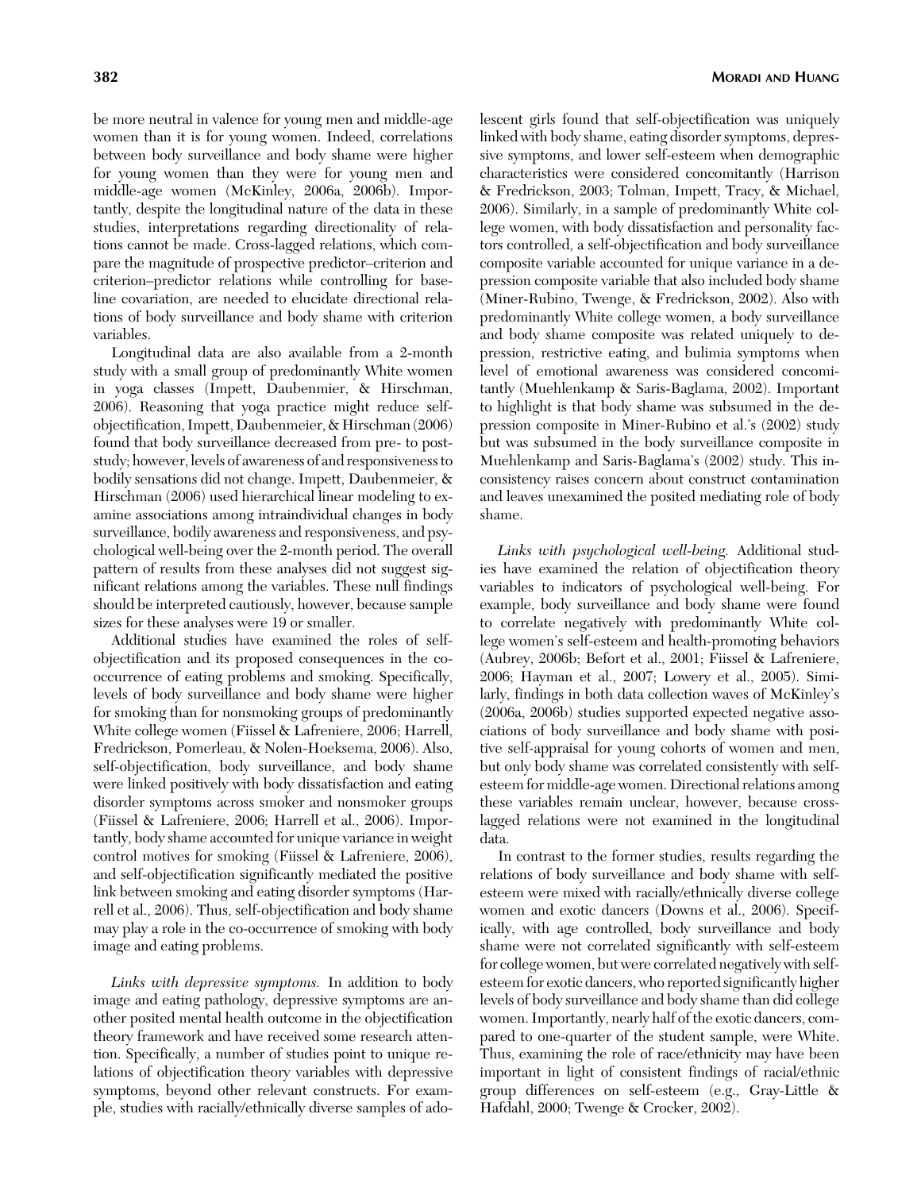be more neutral in valence for young men and middle-age women than it is for young women. Indeed, correlations between body surveillance and body shame were higher for young women than they were for young men and middle-age women (McKinley, 2006a, 2006b). Importantly, despite the longitudinal nature of the data in these studies, interpretations regarding directionality of relations cannot be made. Cross-lagged relations, which compare the magnitude of prospective predictor–criterion and criterion–predictor relations while controlling for baseline covariation, are needed to elucidate directional relations of body surveillance and body shame with criterion variables.

Longitudinal data are also available from a 2-month study with a small group of predominantly White women in yoga classes (Impett, Daubenmier, & Hirschman, 2006). Reasoning that yoga practice might reduce self-objectification, Impett, Daubenmier, & Hirschman (2006) found that body surveillance decreased from pre- to post-study; however, levels of awareness of and responsiveness to bodily sensations did not change. Impett, Daubenmeier, & Hirschman (2006) used hierarchical linear modeling to examine associations among intraindividual changes in body surveillance, bodily awareness and responsiveness, and psychological well-being over the 2-month period. The overall pattern of results from these analyses did not suggest significant relations among the variables. These null findings should be interpreted cautiously, however, because sample sizes for these analyses were 19 or smaller.

Additional studies have examined the roles of self-objectification and its proposed consequences in the co-occurrence of eating problems and smoking. Specifically, levels of body surveillance and body shame were higher for smoking than for nonsmoking groups of predominantly White college women (Fiissel & Lafreniere, 2006; Harrell, Fredrickson, Pomerleau, & Nolen-Hoeksema, 2006). Also, self-objectification, body surveillance, and body shame were linked positively with body dissatisfaction and eating disorder symptoms across smoker and nonsmoker groups (Fiissel & Lafreniere, 2006; Harrell et al., 2006). Importantly, body shame accounted for unique variance in weight control motives for smoking (Fiissel & Lafreniere, 2006), and self-objectification significantly mediated the positive link between smoking and eating disorder symptoms (Harrell et al., 2006). Thus, self-objectification and body shame may play a role in the co-occurrence of smoking with body image and eating problems.

*Links with depressive symptoms.* In addition to body image and eating pathology, depressive symptoms are another posited mental health outcome in the objectification theory framework and have received some research attention. Specifically, a number of studies point to unique relations of objectification theory variables with depressive symptoms, beyond other relevant constructs. For example, studies with racially/ethnically diverse samples of adolescent girls found that self-objectification was uniquely linked with body shame, eating disorder symptoms, depressive symptoms, and lower self-esteem when demographic characteristics were considered concomitantly (Harrison & Fredrickson, 2003; Tolman, Impett, Tracy, & Michael, 2006). Similarly, in a sample of predominantly White college women, with body dissatisfaction and personality factors controlled, a self-objectification and body surveillance composite variable accounted for unique variance in a depression composite variable that also included body shame (Miner-Rubino, Twenge, & Fredrickson, 2002). Also with predominantly White college women, a body surveillance and body shame composite was related uniquely to depression, restrictive eating, and bulimia symptoms when level of emotional awareness was considered concomitantly (Muehlenkamp & Saris-Baglama, 2002). Important to highlight is that body shame was subsumed in the depression composite in Miner-Rubino et al.'s (2002) study but was subsumed in the body surveillance composite in Muehlenkamp and Saris-Baglama's (2002) study. This inconsistency raises concern about construct contamination and leaves unexamined the posited mediating role of body shame.

*Links with psychological well-being.* Additional studies have examined the relation of objectification theory variables to indicators of psychological well-being. For example, body surveillance and body shame were found to correlate negatively with predominantly White college women's self-esteem and health-promoting behaviors (Aubrey, 2006b; Befort et al., 2001; Fiissel & Lafreniere, 2006; Hayman et al., 2007; Lowery et al., 2005). Similarly, findings in both data collection waves of McKinley's (2006a, 2006b) studies supported expected negative associations of body surveillance and body shame with positive self-appraisal for young cohorts of women and men, but only body shame was correlated consistently with self-esteem for middle-age women. Directional relations among these variables remain unclear, however, because cross-lagged relations were not examined in the longitudinal data.

In contrast to the former studies, results regarding the relations of body surveillance and body shame with self-esteem were mixed with racially/ethnically diverse college women and exotic dancers (Downs et al., 2006). Specifically, with age controlled, body surveillance and body shame were not correlated significantly with self-esteem for college women, but were correlated negatively with self-esteem for exotic dancers, who reported significantly higher levels of body surveillance and body shame than did college women. Importantly, nearly half of the exotic dancers, compared to one-quarter of the student sample, were White. Thus, examining the role of race/ethnicity may have been important in light of consistent findings of racial/ethnic group differences on self-esteem (e.g., Gray-Little & Hafdahl, 2000; Twenge & Crocker, 2002).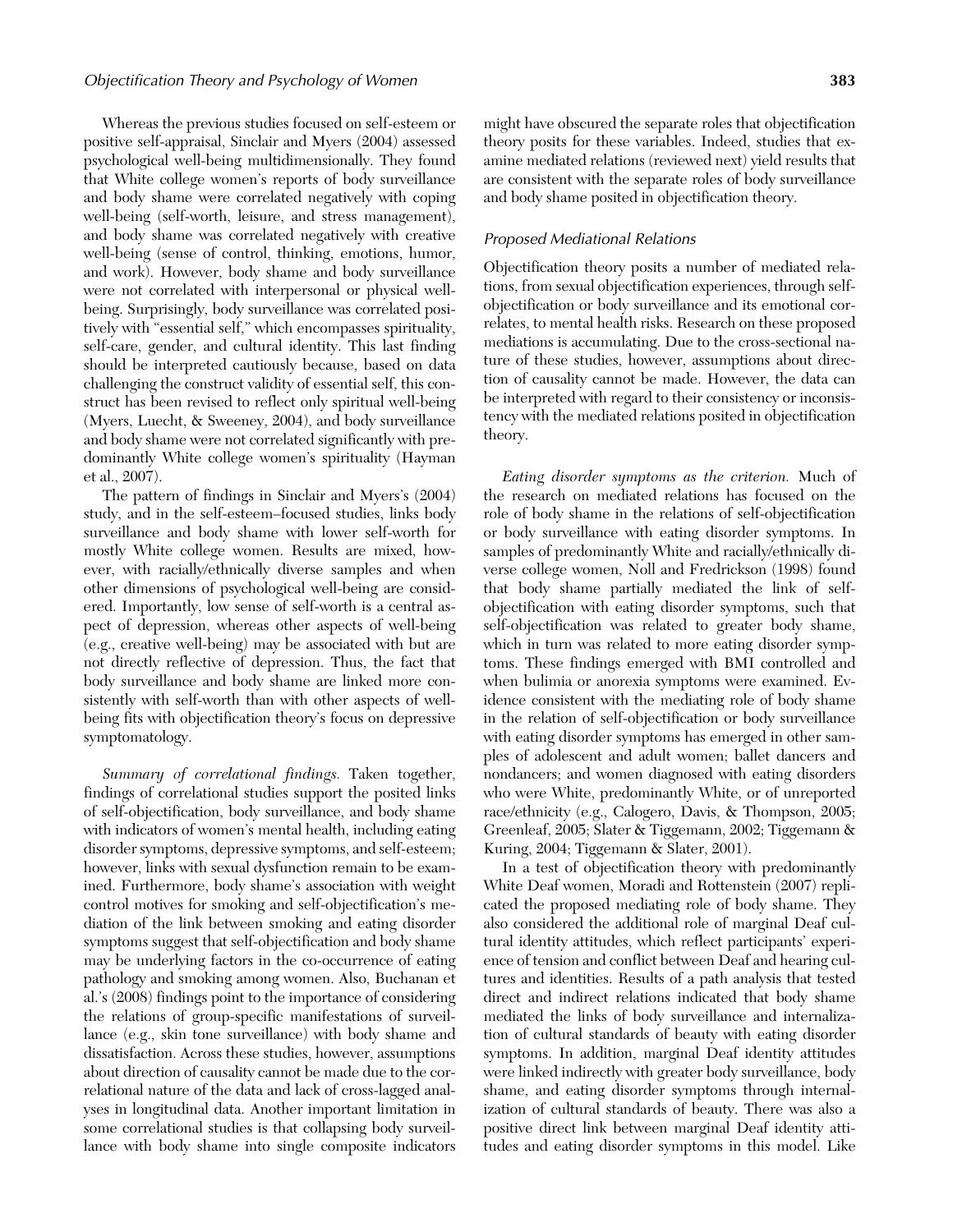Whereas the previous studies focused on self-esteem or positive self-appraisal, Sinclair and Myers (2004) assessed psychological well-being multidimensionally. They found that White college women's reports of body surveillance and body shame were correlated negatively with coping well-being (self-worth, leisure, and stress management), and body shame was correlated negatively with creative well-being (sense of control, thinking, emotions, humor, and work). However, body shame and body surveillance were not correlated with interpersonal or physical well-being. Surprisingly, body surveillance was correlated positively with "essential self," which encompasses spirituality, self-care, gender, and cultural identity. This last finding should be interpreted cautiously because, based on data challenging the construct validity of essential self, this construct has been revised to reflect only spiritual well-being (Myers, Luecht, & Sweeney, 2004), and body surveillance and body shame were not correlated significantly with predominantly White college women's spirituality (Hayman et al., 2007).

The pattern of findings in Sinclair and Myers's (2004) study, and in the self-esteem–focused studies, links body surveillance and body shame with lower self-worth for mostly White college women. Results are mixed, however, with racially/ethnically diverse samples and when other dimensions of psychological well-being are considered. Importantly, low sense of self-worth is a central aspect of depression, whereas other aspects of well-being (e.g., creative well-being) may be associated with but are not directly reflective of depression. Thus, the fact that body surveillance and body shame are linked more consistently with self-worth than with other aspects of well-being fits with objectification theory's focus on depressive symptomatology.

*Summary of correlational findings.* Taken together, findings of correlational studies support the posited links of self-objectification, body surveillance, and body shame with indicators of women's mental health, including eating disorder symptoms, depressive symptoms, and self-esteem; however, links with sexual dysfunction remain to be examined. Furthermore, body shame's association with weight control motives for smoking and self-objectification's mediation of the link between smoking and eating disorder symptoms suggest that self-objectification and body shame may be underlying factors in the co-occurrence of eating pathology and smoking among women. Also, Buchanan et al.'s (2008) findings point to the importance of considering the relations of group-specific manifestations of surveillance (e.g., skin tone surveillance) with body shame and dissatisfaction. Across these studies, however, assumptions about direction of causality cannot be made due to the correlational nature of the data and lack of cross-lagged analyses in longitudinal data. Another important limitation in some correlational studies is that collapsing body surveillance with body shame into single composite indicators might have obscured the separate roles that objectification theory posits for these variables. Indeed, studies that examine mediated relations (reviewed next) yield results that are consistent with the separate roles of body surveillance and body shame posited in objectification theory.

### *Proposed Mediational Relations*

Objectification theory posits a number of mediated relations, from sexual objectification experiences, through self-objectification or body surveillance and its emotional correlates, to mental health risks. Research on these proposed mediations is accumulating. Due to the cross-sectional nature of these studies, however, assumptions about direction of causality cannot be made. However, the data can be interpreted with regard to their consistency or inconsistency with the mediated relations posited in objectification theory.

*Eating disorder symptoms as the criterion.* Much of the research on mediated relations has focused on the role of body shame in the relations of self-objectification or body surveillance with eating disorder symptoms. In samples of predominantly White and racially/ethnically diverse college women, Noll and Fredrickson (1998) found that body shame partially mediated the link of self-objectification with eating disorder symptoms, such that self-objectification was related to greater body shame, which in turn was related to more eating disorder symptoms. These findings emerged with BMI controlled and when bulimia or anorexia symptoms were examined. Evidence consistent with the mediating role of body shame in the relation of self-objectification or body surveillance with eating disorder symptoms has emerged in other samples of adolescent and adult women; ballet dancers and nondancers; and women diagnosed with eating disorders who were White, predominantly White, or of unreported race/ethnicity (e.g., Calogero, Davis, & Thompson, 2005; Greenleaf, 2005; Slater & Tiggemann, 2002; Tiggemann & Kuring, 2004; Tiggemann & Slater, 2001).

In a test of objectification theory with predominantly White Deaf women, Moradi and Rottenstein (2007) replicated the proposed mediating role of body shame. They also considered the additional role of marginal Deaf cultural identity attitudes, which reflect participants' experience of tension and conflict between Deaf and hearing cultures and identities. Results of a path analysis that tested direct and indirect relations indicated that body shame mediated the links of body surveillance and internalization of cultural standards of beauty with eating disorder symptoms. In addition, marginal Deaf identity attitudes were linked indirectly with greater body surveillance, body shame, and eating disorder symptoms through internalization of cultural standards of beauty. There was also a positive direct link between marginal Deaf identity attitudes and eating disorder symptoms in this model. Like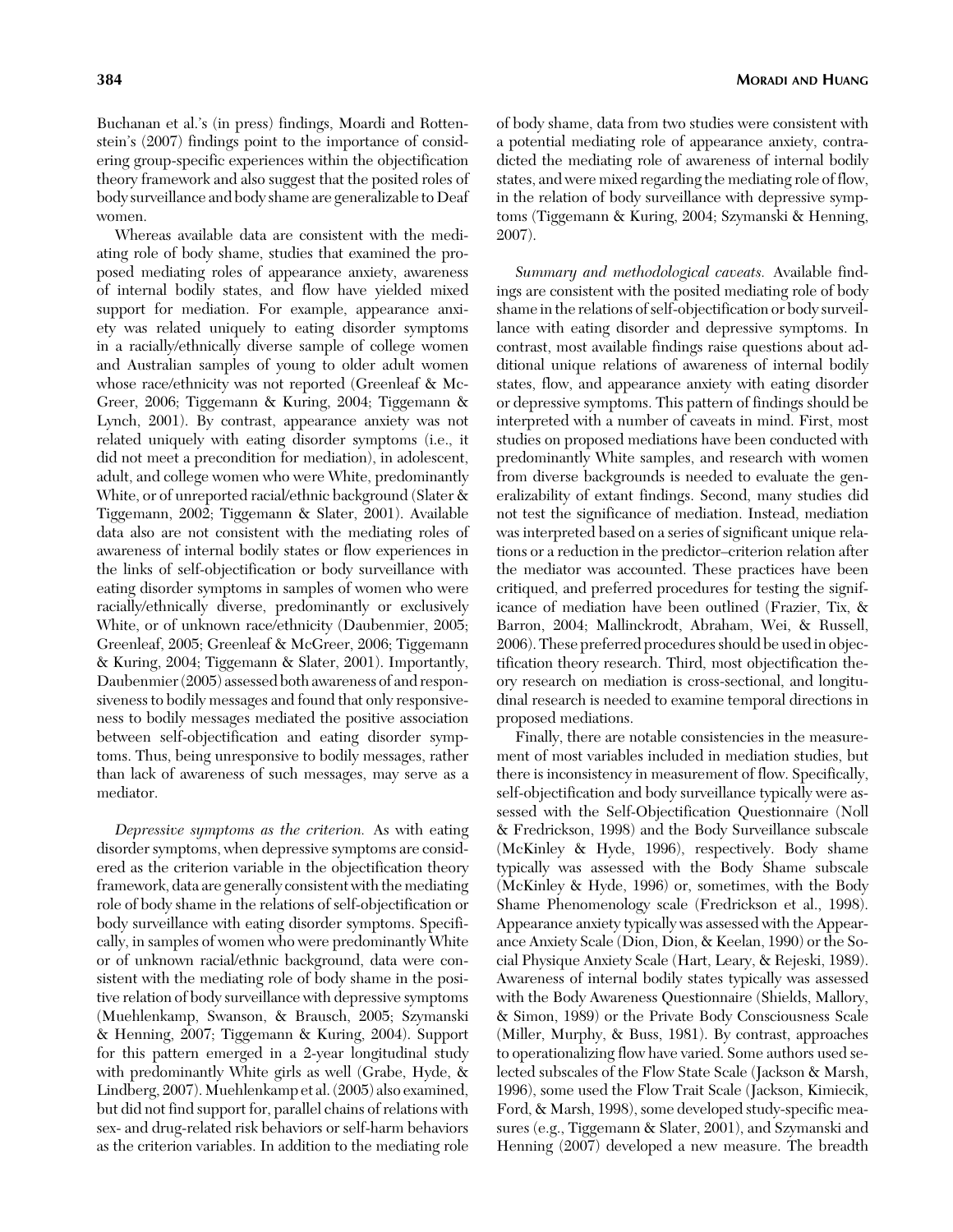Buchanan et al.'s (in press) findings, Moardi and Rottenstein's (2007) findings point to the importance of considering group-specific experiences within the objectification theory framework and also suggest that the posited roles of body surveillance and body shame are generalizable to Deaf women.

Whereas available data are consistent with the mediating role of body shame, studies that examined the proposed mediating roles of appearance anxiety, awareness of internal bodily states, and flow have yielded mixed support for mediation. For example, appearance anxiety was related uniquely to eating disorder symptoms in a racially/ethnically diverse sample of college women and Australian samples of young to older adult women whose race/ethnicity was not reported (Greenleaf & McGreer, 2006; Tiggemann & Kuring, 2004; Tiggemann & Lynch, 2001). By contrast, appearance anxiety was not related uniquely with eating disorder symptoms (i.e., it did not meet a precondition for mediation), in adolescent, adult, and college women who were White, predominantly White, or of unreported racial/ethnic background (Slater & Tiggemann, 2002; Tiggemann & Slater, 2001). Available data also are not consistent with the mediating roles of awareness of internal bodily states or flow experiences in the links of self-objectification or body surveillance with eating disorder symptoms in samples of women who were racially/ethnically diverse, predominantly or exclusively White, or of unknown race/ethnicity (Daubenmier, 2005; Greenleaf, 2005; Greenleaf & McGreer, 2006; Tiggemann & Kuring, 2004; Tiggemann & Slater, 2001). Importantly, Daubenmier (2005) assessed both awareness of and responsiveness to bodily messages and found that only responsiveness to bodily messages mediated the positive association between self-objectification and eating disorder symptoms. Thus, being unresponsive to bodily messages, rather than lack of awareness of such messages, may serve as a mediator.

*Depressive symptoms as the criterion.* As with eating disorder symptoms, when depressive symptoms are considered as the criterion variable in the objectification theory framework, data are generally consistent with the mediating role of body shame in the relations of self-objectification or body surveillance with eating disorder symptoms. Specifically, in samples of women who were predominantly White or of unknown racial/ethnic background, data were consistent with the mediating role of body shame in the positive relation of body surveillance with depressive symptoms (Muehlenkamp, Swanson, & Brausch, 2005; Szymanski & Henning, 2007; Tiggemann & Kuring, 2004). Support for this pattern emerged in a 2-year longitudinal study with predominantly White girls as well (Grabe, Hyde, & Lindberg, 2007). Muehlenkamp et al. (2005) also examined, but did not find support for, parallel chains of relations with sex- and drug-related risk behaviors or self-harm behaviors as the criterion variables. In addition to the mediating role of body shame, data from two studies were consistent with a potential mediating role of appearance anxiety, contradicted the mediating role of awareness of internal bodily states, and were mixed regarding the mediating role of flow, in the relation of body surveillance with depressive symptoms (Tiggemann & Kuring, 2004; Szymanski & Henning, 2007).

*Summary and methodological caveats.* Available findings are consistent with the posited mediating role of body shame in the relations of self-objectification or body surveillance with eating disorder and depressive symptoms. In contrast, most available findings raise questions about additional unique relations of awareness of internal bodily states, flow, and appearance anxiety with eating disorder or depressive symptoms. This pattern of findings should be interpreted with a number of caveats in mind. First, most studies on proposed mediations have been conducted with predominantly White samples, and research with women from diverse backgrounds is needed to evaluate the generalizability of extant findings. Second, many studies did not test the significance of mediation. Instead, mediation was interpreted based on a series of significant unique relations or a reduction in the predictor–criterion relation after the mediator was accounted. These practices have been critiqued, and preferred procedures for testing the significance of mediation have been outlined (Frazier, Tix, & Barron, 2004; Mallinckrodt, Abraham, Wei, & Russell, 2006). These preferred procedures should be used in objectification theory research. Third, most objectification theory research on mediation is cross-sectional, and longitudinal research is needed to examine temporal directions in proposed mediations.

Finally, there are notable consistencies in the measurement of most variables included in mediation studies, but there is inconsistency in measurement of flow. Specifically, self-objectification and body surveillance typically were assessed with the Self-Objectification Questionnaire (Noll & Fredrickson, 1998) and the Body Surveillance subscale (McKinley & Hyde, 1996), respectively. Body shame typically was assessed with the Body Shame subscale (McKinley & Hyde, 1996) or, sometimes, with the Body Shame Phenomenology scale (Fredrickson et al., 1998). Appearance anxiety typically was assessed with the Appearance Anxiety Scale (Dion, Dion, & Keelan, 1990) or the Social Physique Anxiety Scale (Hart, Leary, & Rejeski, 1989). Awareness of internal bodily states typically was assessed with the Body Awareness Questionnaire (Shields, Mallory, & Simon, 1989) or the Private Body Consciousness Scale (Miller, Murphy, & Buss, 1981). By contrast, approaches to operationalizing flow have varied. Some authors used selected subscales of the Flow State Scale (Jackson & Marsh, 1996), some used the Flow Trait Scale (Jackson, Kimiecik, Ford, & Marsh, 1998), some developed study-specific measures (e.g., Tiggemann & Slater, 2001), and Szymanski and Henning (2007) developed a new measure. The breadth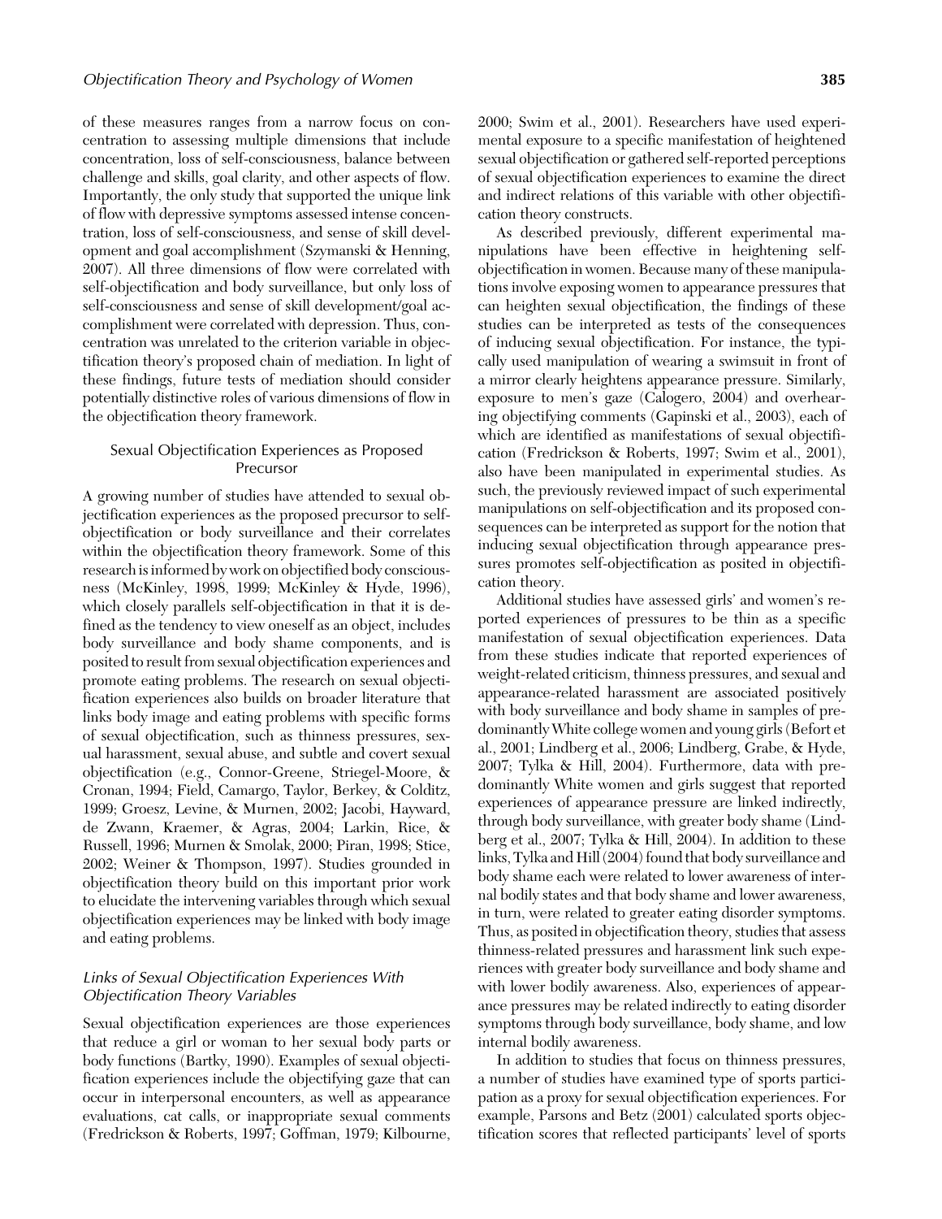of these measures ranges from a narrow focus on concentration to assessing multiple dimensions that include concentration, loss of self-consciousness, balance between challenge and skills, goal clarity, and other aspects of flow. Importantly, the only study that supported the unique link of flow with depressive symptoms assessed intense concentration, loss of self-consciousness, and sense of skill development and goal accomplishment (Szymanski & Henning, 2007). All three dimensions of flow were correlated with self-objectification and body surveillance, but only loss of self-consciousness and sense of skill development/goal accomplishment were correlated with depression. Thus, concentration was unrelated to the criterion variable in objectification theory's proposed chain of mediation. In light of these findings, future tests of mediation should consider potentially distinctive roles of various dimensions of flow in the objectification theory framework.

## Sexual Objectification Experiences as Proposed Precursor

A growing number of studies have attended to sexual objectification experiences as the proposed precursor to self-objectification or body surveillance and their correlates within the objectification theory framework. Some of this research is informed by work on objectified body consciousness (McKinley, 1998, 1999; McKinley & Hyde, 1996), which closely parallels self-objectification in that it is defined as the tendency to view oneself as an object, includes body surveillance and body shame components, and is posited to result from sexual objectification experiences and promote eating problems. The research on sexual objectification experiences also builds on broader literature that links body image and eating problems with specific forms of sexual objectification, such as thinness pressures, sexual harassment, sexual abuse, and subtle and covert sexual objectification (e.g., Connor-Greene, Striegel-Moore, & Cronan, 1994; Field, Camargo, Taylor, Berkey, & Colditz, 1999; Groesz, Levine, & Murnen, 2002; Jacobi, Hayward, de Zwann, Kraemer, & Agras, 2004; Larkin, Rice, & Russell, 1996; Murnen & Smolak, 2000; Piran, 1998; Stice, 2002; Weiner & Thompson, 1997). Studies grounded in objectification theory build on this important prior work to elucidate the intervening variables through which sexual objectification experiences may be linked with body image and eating problems.

### *Links of Sexual Objectification Experiences With Objectification Theory Variables*

Sexual objectification experiences are those experiences that reduce a girl or woman to her sexual body parts or body functions (Bartky, 1990). Examples of sexual objectification experiences include the objectifying gaze that can occur in interpersonal encounters, as well as appearance evaluations, cat calls, or inappropriate sexual comments (Fredrickson & Roberts, 1997; Goffman, 1979; Kilbourne, 2000; Swim et al., 2001). Researchers have used experimental exposure to a specific manifestation of heightened sexual objectification or gathered self-reported perceptions of sexual objectification experiences to examine the direct and indirect relations of this variable with other objectification theory constructs.

As described previously, different experimental manipulations have been effective in heightening self-objectification in women. Because many of these manipulations involve exposing women to appearance pressures that can heighten sexual objectification, the findings of these studies can be interpreted as tests of the consequences of inducing sexual objectification. For instance, the typically used manipulation of wearing a swimsuit in front of a mirror clearly heightens appearance pressure. Similarly, exposure to men's gaze (Calogero, 2004) and overhearing objectifying comments (Gapinski et al., 2003), each of which are identified as manifestations of sexual objectification (Fredrickson & Roberts, 1997; Swim et al., 2001), also have been manipulated in experimental studies. As such, the previously reviewed impact of such experimental manipulations on self-objectification and its proposed consequences can be interpreted as support for the notion that inducing sexual objectification through appearance pressures promotes self-objectification as posited in objectification theory.

Additional studies have assessed girls' and women's reported experiences of pressures to be thin as a specific manifestation of sexual objectification experiences. Data from these studies indicate that reported experiences of weight-related criticism, thinness pressures, and sexual and appearance-related harassment are associated positively with body surveillance and body shame in samples of predominantly White college women and young girls (Befort et al., 2001; Lindberg et al., 2006; Lindberg, Grabe, & Hyde, 2007; Tylka & Hill, 2004). Furthermore, data with predominantly White women and girls suggest that reported experiences of appearance pressure are linked indirectly, through body surveillance, with greater body shame (Lindberg et al., 2007; Tylka & Hill, 2004). In addition to these links, Tylka and Hill (2004) found that body surveillance and body shame each were related to lower awareness of internal bodily states and that body shame and lower awareness, in turn, were related to greater eating disorder symptoms. Thus, as posited in objectification theory, studies that assess thinness-related pressures and harassment link such experiences with greater body surveillance and body shame and with lower bodily awareness. Also, experiences of appearance pressures may be related indirectly to eating disorder symptoms through body surveillance, body shame, and low internal bodily awareness.

In addition to studies that focus on thinness pressures, a number of studies have examined type of sports participation as a proxy for sexual objectification experiences. For example, Parsons and Betz (2001) calculated sports objectification scores that reflected participants' level of sports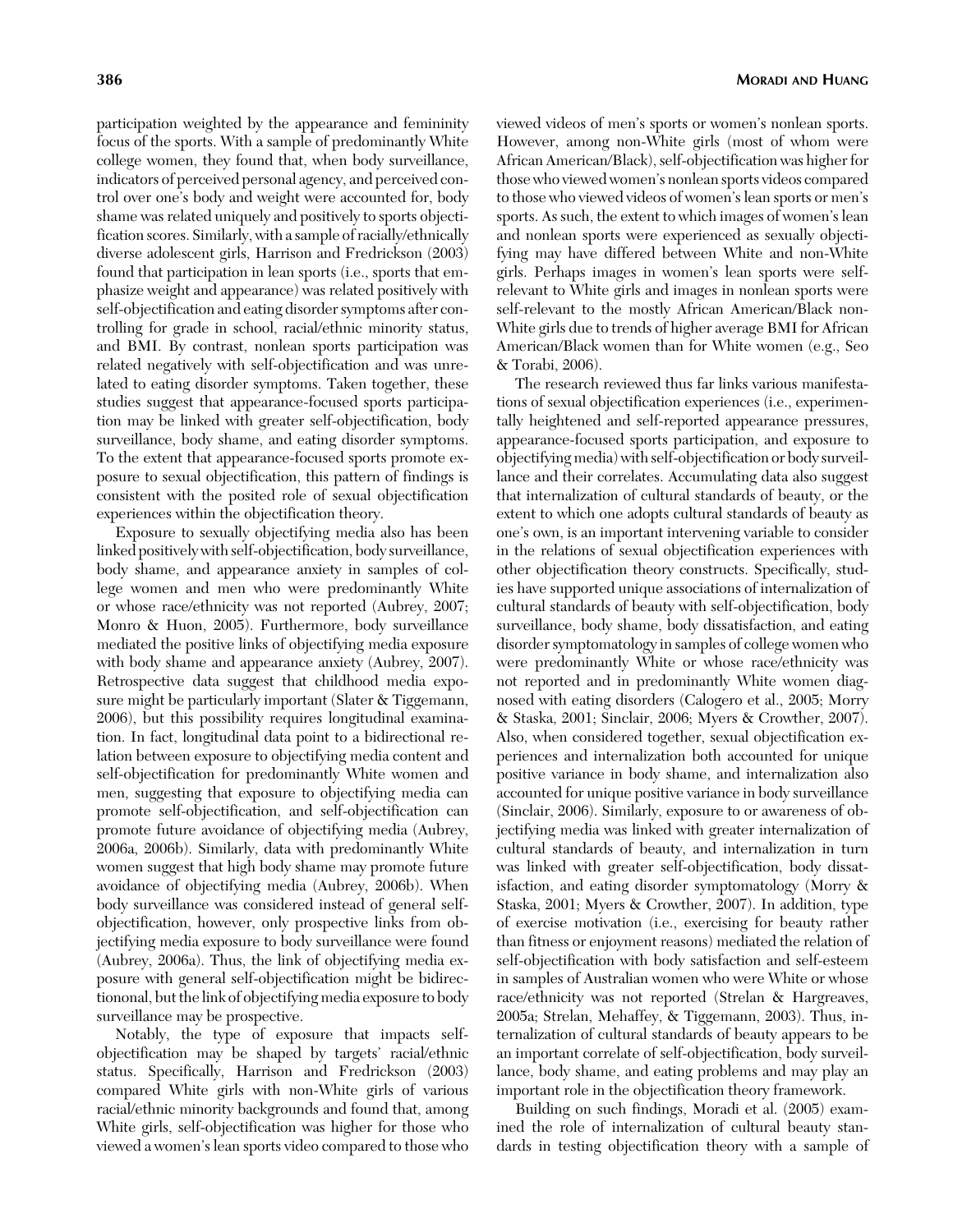participation weighted by the appearance and femininity focus of the sports. With a sample of predominantly White college women, they found that, when body surveillance, indicators of perceived personal agency, and perceived control over one's body and weight were accounted for, body shame was related uniquely and positively to sports objectification scores. Similarly, with a sample of racially/ethnically diverse adolescent girls, Harrison and Fredrickson (2003) found that participation in lean sports (i.e., sports that emphasize weight and appearance) was related positively with self-objectification and eating disorder symptoms after controlling for grade in school, racial/ethnic minority status, and BMI. By contrast, nonlean sports participation was related negatively with self-objectification and was unrelated to eating disorder symptoms. Taken together, these studies suggest that appearance-focused sports participation may be linked with greater self-objectification, body surveillance, body shame, and eating disorder symptoms. To the extent that appearance-focused sports promote exposure to sexual objectification, this pattern of findings is consistent with the posited role of sexual objectification experiences within the objectification theory.

Exposure to sexually objectifying media also has been linked positively with self-objectification, body surveillance, body shame, and appearance anxiety in samples of college women and men who were predominantly White or whose race/ethnicity was not reported (Aubrey, 2007; Monro & Huon, 2005). Furthermore, body surveillance mediated the positive links of objectifying media exposure with body shame and appearance anxiety (Aubrey, 2007). Retrospective data suggest that childhood media exposure might be particularly important (Slater & Tiggemann, 2006), but this possibility requires longitudinal examination. In fact, longitudinal data point to a bidirectional relation between exposure to objectifying media content and self-objectification for predominantly White women and men, suggesting that exposure to objectifying media can promote self-objectification, and self-objectification can promote future avoidance of objectifying media (Aubrey, 2006a, 2006b). Similarly, data with predominantly White women suggest that high body shame may promote future avoidance of objectifying media (Aubrey, 2006b). When body surveillance was considered instead of general self-objectification, however, only prospective links from objectifying media exposure to body surveillance were found (Aubrey, 2006a). Thus, the link of objectifying media exposure with general self-objectification might be bidirectiononal, but the link of objectifying media exposure to body surveillance may be prospective.

Notably, the type of exposure that impacts self-objectification may be shaped by targets' racial/ethnic status. Specifically, Harrison and Fredrickson (2003) compared White girls with non-White girls of various racial/ethnic minority backgrounds and found that, among White girls, self-objectification was higher for those who viewed a women's lean sports video compared to those who viewed videos of men's sports or women's nonlean sports. However, among non-White girls (most of whom were African American/Black), self-objectification was higher for those who viewed women's nonlean sports videos compared to those who viewed videos of women's lean sports or men's sports. As such, the extent to which images of women's lean and nonlean sports were experienced as sexually objectifying may have differed between White and non-White girls. Perhaps images in women's lean sports were self-relevant to White girls and images in nonlean sports were self-relevant to the mostly African American/Black non-White girls due to trends of higher average BMI for African American/Black women than for White women (e.g., Seo & Torabi, 2006).

The research reviewed thus far links various manifestations of sexual objectification experiences (i.e., experimentally heightened and self-reported appearance pressures, appearance-focused sports participation, and exposure to objectifying media) with self-objectification or body surveillance and their correlates. Accumulating data also suggest that internalization of cultural standards of beauty, or the extent to which one adopts cultural standards of beauty as one's own, is an important intervening variable to consider in the relations of sexual objectification experiences with other objectification theory constructs. Specifically, studies have supported unique associations of internalization of cultural standards of beauty with self-objectification, body surveillance, body shame, body dissatisfaction, and eating disorder symptomatology in samples of college women who were predominantly White or whose race/ethnicity was not reported and in predominantly White women diagnosed with eating disorders (Calogero et al., 2005; Morry & Staska, 2001; Sinclair, 2006; Myers & Crowther, 2007). Also, when considered together, sexual objectification experiences and internalization both accounted for unique positive variance in body shame, and internalization also accounted for unique positive variance in body surveillance (Sinclair, 2006). Similarly, exposure to or awareness of objectifying media was linked with greater internalization of cultural standards of beauty, and internalization in turn was linked with greater self-objectification, body dissatisfaction, and eating disorder symptomatology (Morry & Staska, 2001; Myers & Crowther, 2007). In addition, type of exercise motivation (i.e., exercising for beauty rather than fitness or enjoyment reasons) mediated the relation of self-objectification with body satisfaction and self-esteem in samples of Australian women who were White or whose race/ethnicity was not reported (Strelan & Hargreaves, 2005a; Strelan, Mehaffey, & Tiggemann, 2003). Thus, internalization of cultural standards of beauty appears to be an important correlate of self-objectification, body surveillance, body shame, and eating problems and may play an important role in the objectification theory framework.

Building on such findings, Moradi et al. (2005) examined the role of internalization of cultural beauty standards in testing objectification theory with a sample of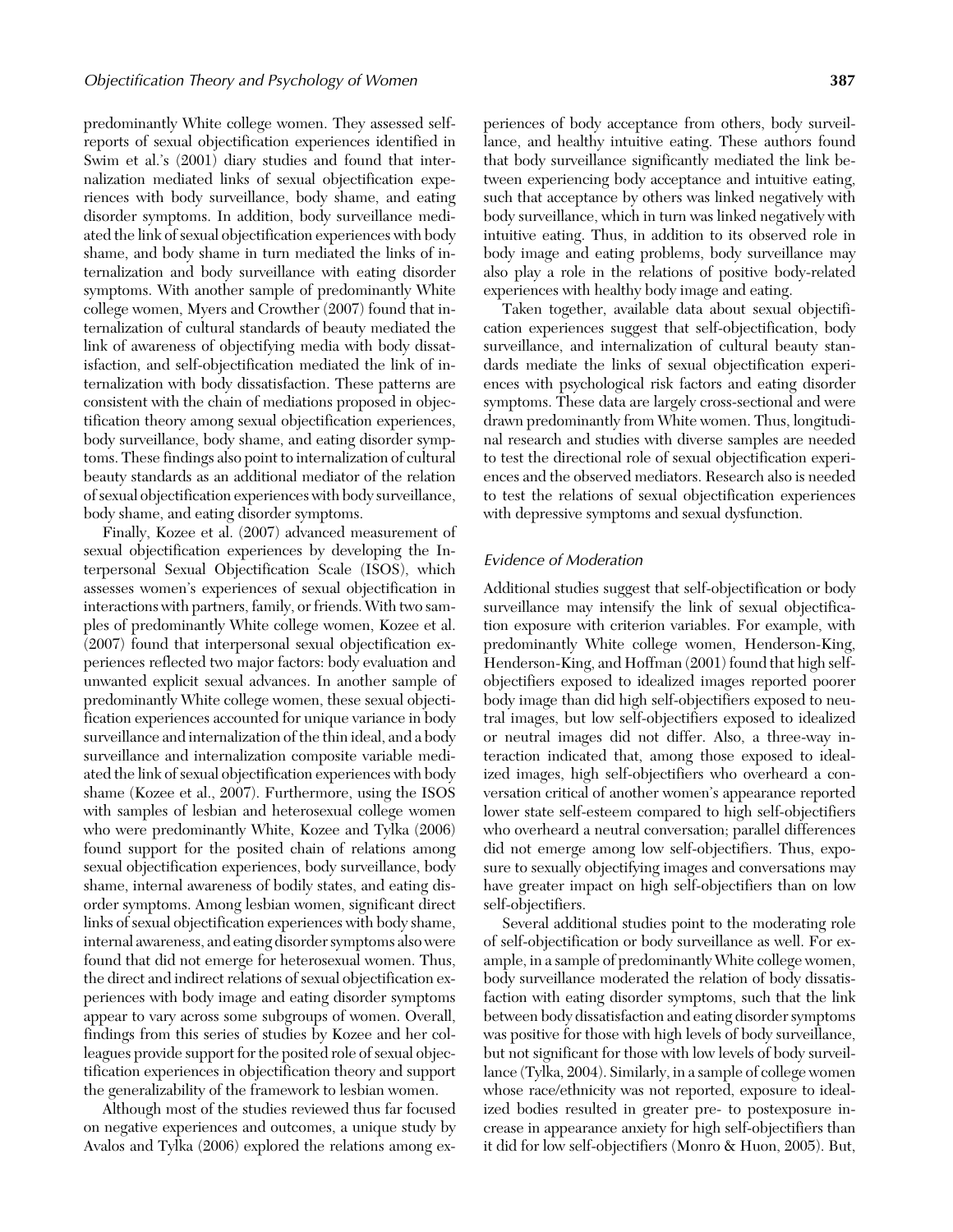predominantly White college women. They assessed self-reports of sexual objectification experiences identified in Swim et al.'s (2001) diary studies and found that internalization mediated links of sexual objectification experiences with body surveillance, body shame, and eating disorder symptoms. In addition, body surveillance mediated the link of sexual objectification experiences with body shame, and body shame in turn mediated the links of internalization and body surveillance with eating disorder symptoms. With another sample of predominantly White college women, Myers and Crowther (2007) found that internalization of cultural standards of beauty mediated the link of awareness of objectifying media with body dissatisfaction, and self-objectification mediated the link of internalization with body dissatisfaction. These patterns are consistent with the chain of mediations proposed in objectification theory among sexual objectification experiences, body surveillance, body shame, and eating disorder symptoms. These findings also point to internalization of cultural beauty standards as an additional mediator of the relation of sexual objectification experiences with body surveillance, body shame, and eating disorder symptoms.

Finally, Kozee et al. (2007) advanced measurement of sexual objectification experiences by developing the Interpersonal Sexual Objectification Scale (ISOS), which assesses women's experiences of sexual objectification in interactions with partners, family, or friends. With two samples of predominantly White college women, Kozee et al. (2007) found that interpersonal sexual objectification experiences reflected two major factors: body evaluation and unwanted explicit sexual advances. In another sample of predominantly White college women, these sexual objectification experiences accounted for unique variance in body surveillance and internalization of the thin ideal, and a body surveillance and internalization composite variable mediated the link of sexual objectification experiences with body shame (Kozee et al., 2007). Furthermore, using the ISOS with samples of lesbian and heterosexual college women who were predominantly White, Kozee and Tylka (2006) found support for the posited chain of relations among sexual objectification experiences, body surveillance, body shame, internal awareness of bodily states, and eating disorder symptoms. Among lesbian women, significant direct links of sexual objectification experiences with body shame, internal awareness, and eating disorder symptoms also were found that did not emerge for heterosexual women. Thus, the direct and indirect relations of sexual objectification experiences with body image and eating disorder symptoms appear to vary across some subgroups of women. Overall, findings from this series of studies by Kozee and her colleagues provide support for the posited role of sexual objectification experiences in objectification theory and support the generalizability of the framework to lesbian women.

Although most of the studies reviewed thus far focused on negative experiences and outcomes, a unique study by Avalos and Tylka (2006) explored the relations among experiences of body acceptance from others, body surveillance, and healthy intuitive eating. These authors found that body surveillance significantly mediated the link between experiencing body acceptance and intuitive eating, such that acceptance by others was linked negatively with body surveillance, which in turn was linked negatively with intuitive eating. Thus, in addition to its observed role in body image and eating problems, body surveillance may also play a role in the relations of positive body-related experiences with healthy body image and eating.

Taken together, available data about sexual objectification experiences suggest that self-objectification, body surveillance, and internalization of cultural beauty standards mediate the links of sexual objectification experiences with psychological risk factors and eating disorder symptoms. These data are largely cross-sectional and were drawn predominantly from White women. Thus, longitudinal research and studies with diverse samples are needed to test the directional role of sexual objectification experiences and the observed mediators. Research also is needed to test the relations of sexual objectification experiences with depressive symptoms and sexual dysfunction.

### *Evidence of Moderation*

Additional studies suggest that self-objectification or body surveillance may intensify the link of sexual objectification exposure with criterion variables. For example, with predominantly White college women, Henderson-King, Henderson-King, and Hoffman (2001) found that high self-objectifiers exposed to idealized images reported poorer body image than did high self-objectifiers exposed to neutral images, but low self-objectifiers exposed to idealized or neutral images did not differ. Also, a three-way interaction indicated that, among those exposed to idealized images, high self-objectifiers who overheard a conversation critical of another women's appearance reported lower state self-esteem compared to high self-objectifiers who overheard a neutral conversation; parallel differences did not emerge among low self-objectifiers. Thus, exposure to sexually objectifying images and conversations may have greater impact on high self-objectifiers than on low self-objectifiers.

Several additional studies point to the moderating role of self-objectification or body surveillance as well. For example, in a sample of predominantly White college women, body surveillance moderated the relation of body dissatisfaction with eating disorder symptoms, such that the link between body dissatisfaction and eating disorder symptoms was positive for those with high levels of body surveillance, but not significant for those with low levels of body surveillance (Tylka, 2004). Similarly, in a sample of college women whose race/ethnicity was not reported, exposure to idealized bodies resulted in greater pre- to postexposure increase in appearance anxiety for high self-objectifiers than it did for low self-objectifiers (Monro & Huon, 2005). But,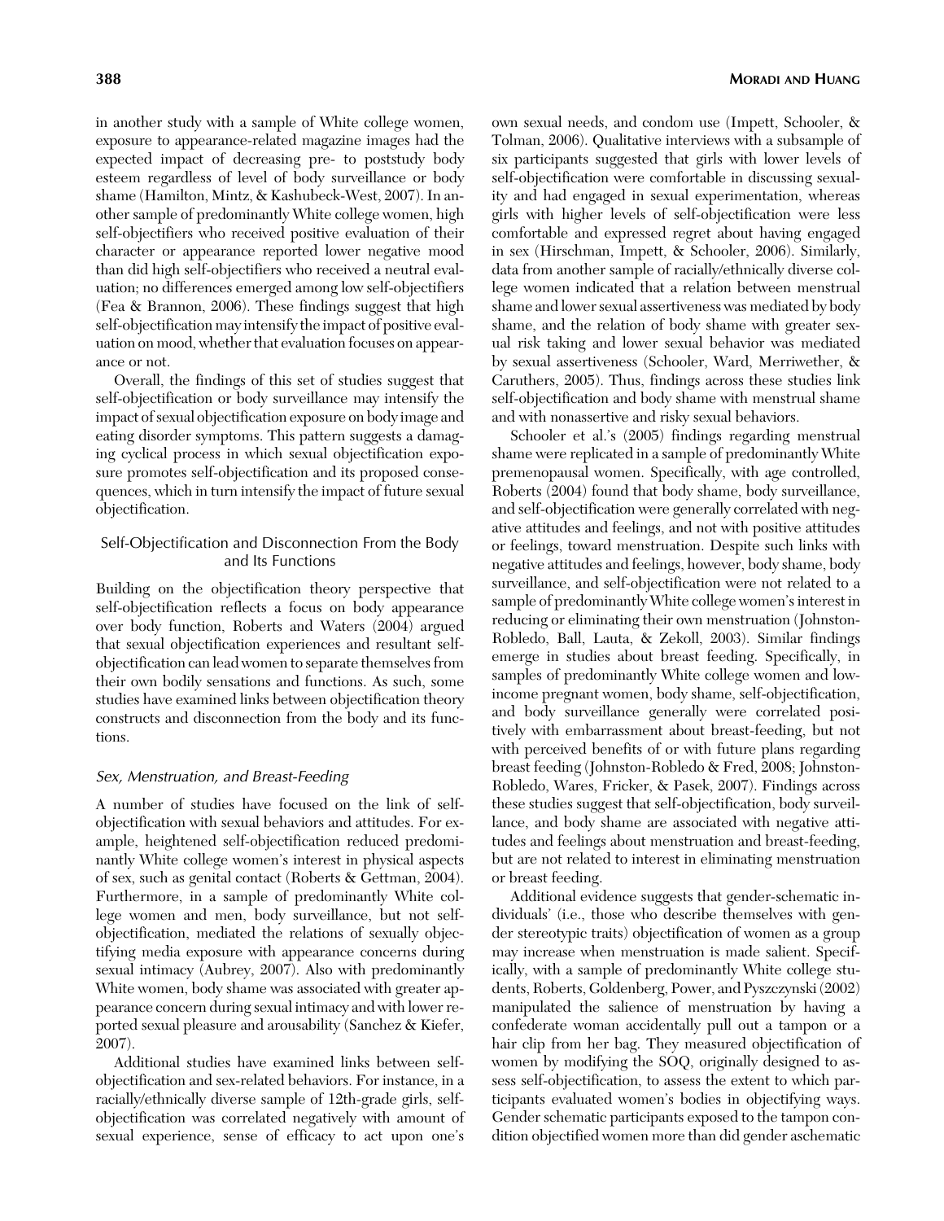in another study with a sample of White college women, exposure to appearance-related magazine images had the expected impact of decreasing pre- to poststudy body esteem regardless of level of body surveillance or body shame (Hamilton, Mintz, & Kashubeck-West, 2007). In another sample of predominantly White college women, high self-objectifiers who received positive evaluation of their character or appearance reported lower negative mood than did high self-objectifiers who received a neutral evaluation; no differences emerged among low self-objectifiers (Fea & Brannon, 2006). These findings suggest that high self-objectification may intensify the impact of positive evaluation on mood, whether that evaluation focuses on appearance or not.

Overall, the findings of this set of studies suggest that self-objectification or body surveillance may intensify the impact of sexual objectification exposure on body image and eating disorder symptoms. This pattern suggests a damaging cyclical process in which sexual objectification exposure promotes self-objectification and its proposed consequences, which in turn intensify the impact of future sexual objectification.

## Self-Objectification and Disconnection From the Body and Its Functions

Building on the objectification theory perspective that self-objectification reflects a focus on body appearance over body function, Roberts and Waters (2004) argued that sexual objectification experiences and resultant self-objectification can lead women to separate themselves from their own bodily sensations and functions. As such, some studies have examined links between objectification theory constructs and disconnection from the body and its functions.

### *Sex, Menstruation, and Breast-Feeding*

A number of studies have focused on the link of self-objectification with sexual behaviors and attitudes. For example, heightened self-objectification reduced predominantly White college women's interest in physical aspects of sex, such as genital contact (Roberts & Gettman, 2004). Furthermore, in a sample of predominantly White college women and men, body surveillance, but not self-objectification, mediated the relations of sexually objectifying media exposure with appearance concerns during sexual intimacy (Aubrey, 2007). Also with predominantly White women, body shame was associated with greater appearance concern during sexual intimacy and with lower reported sexual pleasure and arousability (Sanchez & Kiefer, 2007).

Additional studies have examined links between self-objectification and sex-related behaviors. For instance, in a racially/ethnically diverse sample of 12th-grade girls, self-objectification was correlated negatively with amount of sexual experience, sense of efficacy to act upon one's own sexual needs, and condom use (Impett, Schooler, & Tolman, 2006). Qualitative interviews with a subsample of six participants suggested that girls with lower levels of self-objectification were comfortable in discussing sexuality and had engaged in sexual experimentation, whereas girls with higher levels of self-objectification were less comfortable and expressed regret about having engaged in sex (Hirschman, Impett, & Schooler, 2006). Similarly, data from another sample of racially/ethnically diverse college women indicated that a relation between menstrual shame and lower sexual assertiveness was mediated by body shame, and the relation of body shame with greater sexual risk taking and lower sexual behavior was mediated by sexual assertiveness (Schooler, Ward, Merriwether, & Caruthers, 2005). Thus, findings across these studies link self-objectification and body shame with menstrual shame and with nonassertive and risky sexual behaviors.

Schooler et al.'s (2005) findings regarding menstrual shame were replicated in a sample of predominantly White premenopausal women. Specifically, with age controlled, Roberts (2004) found that body shame, body surveillance, and self-objectification were generally correlated with negative attitudes and feelings, and not with positive attitudes or feelings, toward menstruation. Despite such links with negative attitudes and feelings, however, body shame, body surveillance, and self-objectification were not related to a sample of predominantly White college women's interest in reducing or eliminating their own menstruation (Johnston-Robledo, Ball, Lauta, & Zekoll, 2003). Similar findings emerge in studies about breast feeding. Specifically, in samples of predominantly White college women and low-income pregnant women, body shame, self-objectification, and body surveillance generally were correlated positively with embarrassment about breast-feeding, but not with perceived benefits of or with future plans regarding breast feeding (Johnston-Robledo & Fred, 2008; Johnston-Robledo, Wares, Fricker, & Pasek, 2007). Findings across these studies suggest that self-objectification, body surveillance, and body shame are associated with negative attitudes and feelings about menstruation and breast-feeding, but are not related to interest in eliminating menstruation or breast feeding.

Additional evidence suggests that gender-schematic individuals' (i.e., those who describe themselves with gender stereotypic traits) objectification of women as a group may increase when menstruation is made salient. Specifically, with a sample of predominantly White college students, Roberts, Goldenberg, Power, and Pyszczynski (2002) manipulated the salience of menstruation by having a confederate woman accidentally pull out a tampon or a hair clip from her bag. They measured objectification of women by modifying the SOQ, originally designed to assess self-objectification, to assess the extent to which participants evaluated women's bodies in objectifying ways. Gender schematic participants exposed to the tampon condition objectified women more than did gender aschematic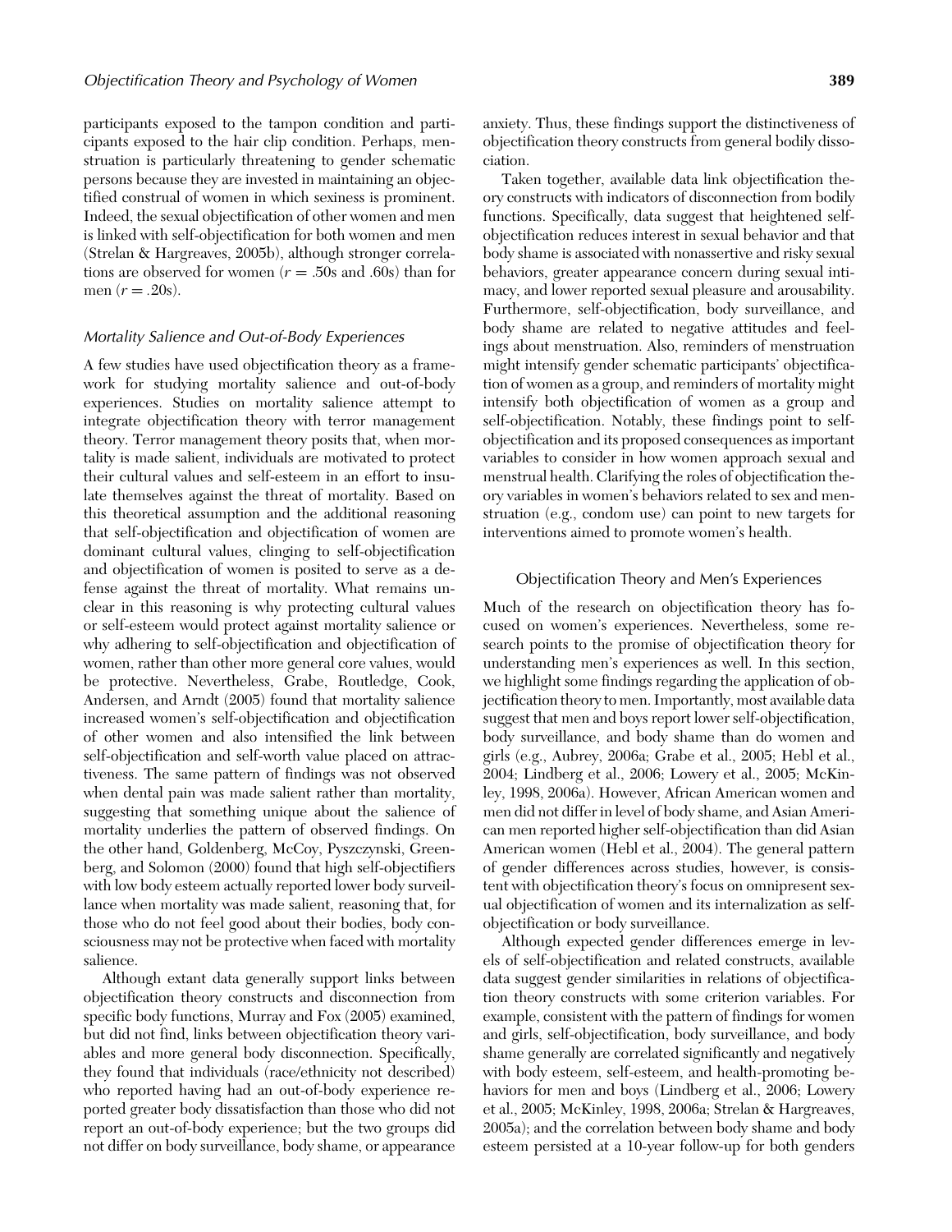participants exposed to the tampon condition and participants exposed to the hair clip condition. Perhaps, menstruation is particularly threatening to gender schematic persons because they are invested in maintaining an objectified construal of women in which sexiness is prominent. Indeed, the sexual objectification of other women and men is linked with self-objectification for both women and men (Strelan & Hargreaves, 2005b), although stronger correlations are observed for women ($r = .50$s and $.60$s) than for men ($r = .20$s).

### *Mortality Salience and Out-of-Body Experiences*

A few studies have used objectification theory as a framework for studying mortality salience and out-of-body experiences. Studies on mortality salience attempt to integrate objectification theory with terror management theory. Terror management theory posits that, when mortality is made salient, individuals are motivated to protect their cultural values and self-esteem in an effort to insulate themselves against the threat of mortality. Based on this theoretical assumption and the additional reasoning that self-objectification and objectification of women are dominant cultural values, clinging to self-objectification and objectification of women is posited to serve as a defense against the threat of mortality. What remains unclear in this reasoning is why protecting cultural values or self-esteem would protect against mortality salience or why adhering to self-objectification and objectification of women, rather than other more general core values, would be protective. Nevertheless, Grabe, Routledge, Cook, Andersen, and Arndt (2005) found that mortality salience increased women's self-objectification and objectification of other women and also intensified the link between self-objectification and self-worth value placed on attractiveness. The same pattern of findings was not observed when dental pain was made salient rather than mortality, suggesting that something unique about the salience of mortality underlies the pattern of observed findings. On the other hand, Goldenberg, McCoy, Pyszczynski, Greenberg, and Solomon (2000) found that high self-objectifiers with low body esteem actually reported lower body surveillance when mortality was made salient, reasoning that, for those who do not feel good about their bodies, body consciousness may not be protective when faced with mortality salience.

Although extant data generally support links between objectification theory constructs and disconnection from specific body functions, Murray and Fox (2005) examined, but did not find, links between objectification theory variables and more general body disconnection. Specifically, they found that individuals (race/ethnicity not described) who reported having had an out-of-body experience reported greater body dissatisfaction than those who did not report an out-of-body experience; but the two groups did not differ on body surveillance, body shame, or appearance anxiety. Thus, these findings support the distinctiveness of objectification theory constructs from general bodily dissociation.

Taken together, available data link objectification theory constructs with indicators of disconnection from bodily functions. Specifically, data suggest that heightened self-objectification reduces interest in sexual behavior and that body shame is associated with nonassertive and risky sexual behaviors, greater appearance concern during sexual intimacy, and lower reported sexual pleasure and arousability. Furthermore, self-objectification, body surveillance, and body shame are related to negative attitudes and feelings about menstruation. Also, reminders of menstruation might intensify gender schematic participants' objectification of women as a group, and reminders of mortality might intensify both objectification of women as a group and self-objectification. Notably, these findings point to self-objectification and its proposed consequences as important variables to consider in how women approach sexual and menstrual health. Clarifying the roles of objectification theory variables in women's behaviors related to sex and menstruation (e.g., condom use) can point to new targets for interventions aimed to promote women's health.

## Objectification Theory and Men's Experiences

Much of the research on objectification theory has focused on women's experiences. Nevertheless, some research points to the promise of objectification theory for understanding men's experiences as well. In this section, we highlight some findings regarding the application of objectification theory to men. Importantly, most available data suggest that men and boys report lower self-objectification, body surveillance, and body shame than do women and girls (e.g., Aubrey, 2006a; Grabe et al., 2005; Hebl et al., 2004; Lindberg et al., 2006; Lowery et al., 2005; McKinley, 1998, 2006a). However, African American women and men did not differ in level of body shame, and Asian American men reported higher self-objectification than did Asian American women (Hebl et al., 2004). The general pattern of gender differences across studies, however, is consistent with objectification theory's focus on omnipresent sexual objectification of women and its internalization as self-objectification or body surveillance.

Although expected gender differences emerge in levels of self-objectification and related constructs, available data suggest gender similarities in relations of objectification theory constructs with some criterion variables. For example, consistent with the pattern of findings for women and girls, self-objectification, body surveillance, and body shame generally are correlated significantly and negatively with body esteem, self-esteem, and health-promoting behaviors for men and boys (Lindberg et al., 2006; Lowery et al., 2005; McKinley, 1998, 2006a; Strelan & Hargreaves, 2005a); and the correlation between body shame and body esteem persisted at a 10-year follow-up for both genders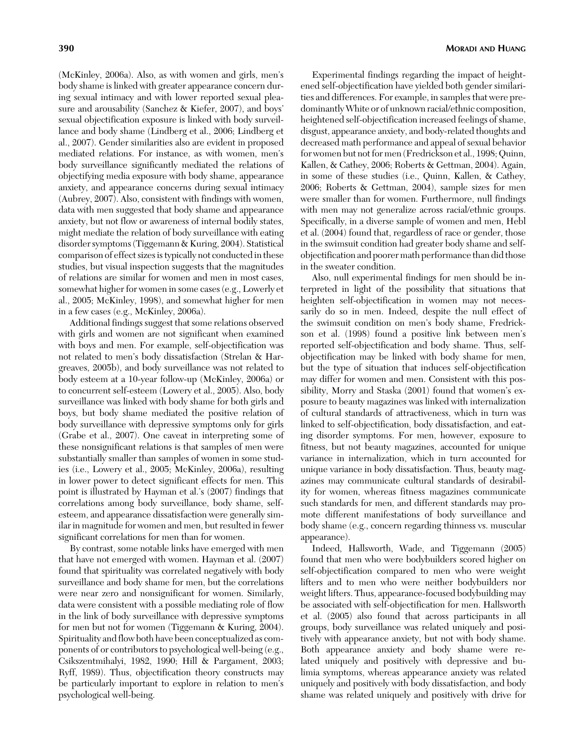(McKinley, 2006a). Also, as with women and girls, men's body shame is linked with greater appearance concern during sexual intimacy and with lower reported sexual pleasure and arousability (Sanchez & Kiefer, 2007), and boys' sexual objectification exposure is linked with body surveillance and body shame (Lindberg et al., 2006; Lindberg et al., 2007). Gender similarities also are evident in proposed mediated relations. For instance, as with women, men's body surveillance significantly mediated the relations of objectifying media exposure with body shame, appearance anxiety, and appearance concerns during sexual intimacy (Aubrey, 2007). Also, consistent with findings with women, data with men suggested that body shame and appearance anxiety, but not flow or awareness of internal bodily states, might mediate the relation of body surveillance with eating disorder symptoms (Tiggemann & Kuring, 2004). Statistical comparison of effect sizes is typically not conducted in these studies, but visual inspection suggests that the magnitudes of relations are similar for women and men in most cases, somewhat higher for women in some cases (e.g., Lowerly et al., 2005; McKinley, 1998), and somewhat higher for men in a few cases (e.g., McKinley, 2006a).

Additional findings suggest that some relations observed with girls and women are not significant when examined with boys and men. For example, self-objectification was not related to men's body dissatisfaction (Strelan & Hargreaves, 2005b), and body surveillance was not related to body esteem at a 10-year follow-up (McKinley, 2006a) or to concurrent self-esteem (Lowery et al., 2005). Also, body surveillance was linked with body shame for both girls and boys, but body shame mediated the positive relation of body surveillance with depressive symptoms only for girls (Grabe et al., 2007). One caveat in interpreting some of these nonsignificant relations is that samples of men were substantially smaller than samples of women in some studies (i.e., Lowery et al., 2005; McKinley, 2006a), resulting in lower power to detect significant effects for men. This point is illustrated by Hayman et al.'s (2007) findings that correlations among body surveillance, body shame, self-esteem, and appearance dissatisfaction were generally similar in magnitude for women and men, but resulted in fewer significant correlations for men than for women.

By contrast, some notable links have emerged with men that have not emerged with women. Hayman et al. (2007) found that spirituality was correlated negatively with body surveillance and body shame for men, but the correlations were near zero and nonsignificant for women. Similarly, data were consistent with a possible mediating role of flow in the link of body surveillance with depressive symptoms for men but not for women (Tiggemann & Kuring, 2004). Spirituality and flow both have been conceptualized as components of or contributors to psychological well-being (e.g., Csikszentmihalyi, 1982, 1990; Hill & Pargament, 2003; Ryff, 1989). Thus, objectification theory constructs may be particularly important to explore in relation to men's psychological well-being.

Experimental findings regarding the impact of heightened self-objectification have yielded both gender similarities and differences. For example, in samples that were predominantly White or of unknown racial/ethnic composition, heightened self-objectification increased feelings of shame, disgust, appearance anxiety, and body-related thoughts and decreased math performance and appeal of sexual behavior for women but not for men (Fredrickson et al., 1998; Quinn, Kallen, & Cathey, 2006; Roberts & Gettman, 2004). Again, in some of these studies (i.e., Quinn, Kallen, & Cathey, 2006; Roberts & Gettman, 2004), sample sizes for men were smaller than for women. Furthermore, null findings with men may not generalize across racial/ethnic groups. Specifically, in a diverse sample of women and men, Hebl et al. (2004) found that, regardless of race or gender, those in the swimsuit condition had greater body shame and self-objectification and poorer math performance than did those in the sweater condition.

Also, null experimental findings for men should be interpreted in light of the possibility that situations that heighten self-objectification in women may not necessarily do so in men. Indeed, despite the null effect of the swimsuit condition on men's body shame, Fredrickson et al. (1998) found a positive link between men's reported self-objectification and body shame. Thus, self-objectification may be linked with body shame for men, but the type of situation that induces self-objectification may differ for women and men. Consistent with this possibility, Morry and Staska (2001) found that women's exposure to beauty magazines was linked with internalization of cultural standards of attractiveness, which in turn was linked to self-objectification, body dissatisfaction, and eating disorder symptoms. For men, however, exposure to fitness, but not beauty magazines, accounted for unique variance in internalization, which in turn accounted for unique variance in body dissatisfaction. Thus, beauty magazines may communicate cultural standards of desirability for women, whereas fitness magazines communicate such standards for men, and different standards may promote different manifestations of body surveillance and body shame (e.g., concern regarding thinness vs. muscular appearance).

Indeed, Hallsworth, Wade, and Tiggemann (2005) found that men who were bodybuilders scored higher on self-objectification compared to men who were weight lifters and to men who were neither bodybuilders nor weight lifters. Thus, appearance-focused bodybuilding may be associated with self-objectification for men. Hallsworth et al. (2005) also found that across participants in all groups, body surveillance was related uniquely and positively with appearance anxiety, but not with body shame. Both appearance anxiety and body shame were related uniquely and positively with depressive and bulimia symptoms, whereas appearance anxiety was related uniquely and positively with body dissatisfaction, and body shame was related uniquely and positively with drive for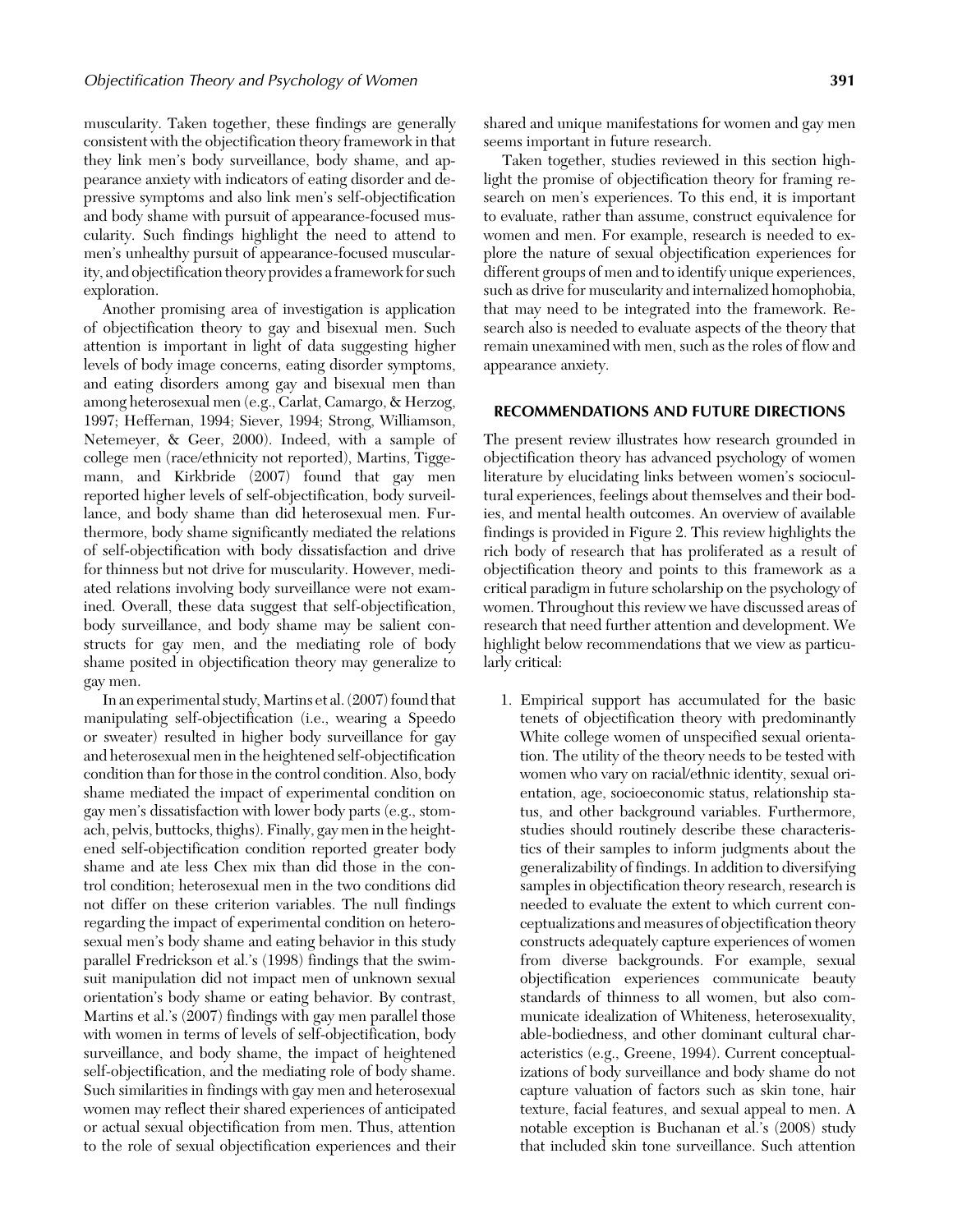muscularity. Taken together, these findings are generally consistent with the objectification theory framework in that they link men's body surveillance, body shame, and appearance anxiety with indicators of eating disorder and depressive symptoms and also link men's self-objectification and body shame with pursuit of appearance-focused muscularity. Such findings highlight the need to attend to men's unhealthy pursuit of appearance-focused muscularity, and objectification theory provides a framework for such exploration.

Another promising area of investigation is application of objectification theory to gay and bisexual men. Such attention is important in light of data suggesting higher levels of body image concerns, eating disorder symptoms, and eating disorders among gay and bisexual men than among heterosexual men (e.g., Carlat, Camargo, & Herzog, 1997; Heffernan, 1994; Siever, 1994; Strong, Williamson, Netemeyer, & Geer, 2000). Indeed, with a sample of college men (race/ethnicity not reported), Martins, Tiggemann, and Kirkbride (2007) found that gay men reported higher levels of self-objectification, body surveillance, and body shame than did heterosexual men. Furthermore, body shame significantly mediated the relations of self-objectification with body dissatisfaction and drive for thinness but not drive for muscularity. However, mediated relations involving body surveillance were not examined. Overall, these data suggest that self-objectification, body surveillance, and body shame may be salient constructs for gay men, and the mediating role of body shame posited in objectification theory may generalize to gay men.

In an experimental study, Martins et al. (2007) found that manipulating self-objectification (i.e., wearing a Speedo or sweater) resulted in higher body surveillance for gay and heterosexual men in the heightened self-objectification condition than for those in the control condition. Also, body shame mediated the impact of experimental condition on gay men's dissatisfaction with lower body parts (e.g., stomach, pelvis, buttocks, thighs). Finally, gay men in the heightened self-objectification condition reported greater body shame and ate less Chex mix than did those in the control condition; heterosexual men in the two conditions did not differ on these criterion variables. The null findings regarding the impact of experimental condition on heterosexual men's body shame and eating behavior in this study parallel Fredrickson et al.'s (1998) findings that the swimsuit manipulation did not impact men of unknown sexual orientation's body shame or eating behavior. By contrast, Martins et al.'s (2007) findings with gay men parallel those with women in terms of levels of self-objectification, body surveillance, and body shame, the impact of heightened self-objectification, and the mediating role of body shame. Such similarities in findings with gay men and heterosexual women may reflect their shared experiences of anticipated or actual sexual objectification from men. Thus, attention to the role of sexual objectification experiences and their shared and unique manifestations for women and gay men seems important in future research.

Taken together, studies reviewed in this section highlight the promise of objectification theory for framing research on men's experiences. To this end, it is important to evaluate, rather than assume, construct equivalence for women and men. For example, research is needed to explore the nature of sexual objectification experiences for different groups of men and to identify unique experiences, such as drive for muscularity and internalized homophobia, that may need to be integrated into the framework. Research also is needed to evaluate aspects of the theory that remain unexamined with men, such as the roles of flow and appearance anxiety.

## RECOMMENDATIONS AND FUTURE DIRECTIONS

The present review illustrates how research grounded in objectification theory has advanced psychology of women literature by elucidating links between women's sociocultural experiences, feelings about themselves and their bodies, and mental health outcomes. An overview of available findings is provided in Figure 2. This review highlights the rich body of research that has proliferated as a result of objectification theory and points to this framework as a critical paradigm in future scholarship on the psychology of women. Throughout this review we have discussed areas of research that need further attention and development. We highlight below recommendations that we view as particularly critical:

1. Empirical support has accumulated for the basic tenets of objectification theory with predominantly White college women of unspecified sexual orientation. The utility of the theory needs to be tested with women who vary on racial/ethnic identity, sexual orientation, age, socioeconomic status, relationship status, and other background variables. Furthermore, studies should routinely describe these characteristics of their samples to inform judgments about the generalizability of findings. In addition to diversifying samples in objectification theory research, research is needed to evaluate the extent to which current conceptualizations and measures of objectification theory constructs adequately capture experiences of women from diverse backgrounds. For example, sexual objectification experiences communicate beauty standards of thinness to all women, but also communicate idealization of Whiteness, heterosexuality, able-bodiedness, and other dominant cultural characteristics (e.g., Greene, 1994). Current conceptualizations of body surveillance and body shame do not capture valuation of factors such as skin tone, hair texture, facial features, and sexual appeal to men. A notable exception is Buchanan et al.'s (2008) study that included skin tone surveillance. Such attention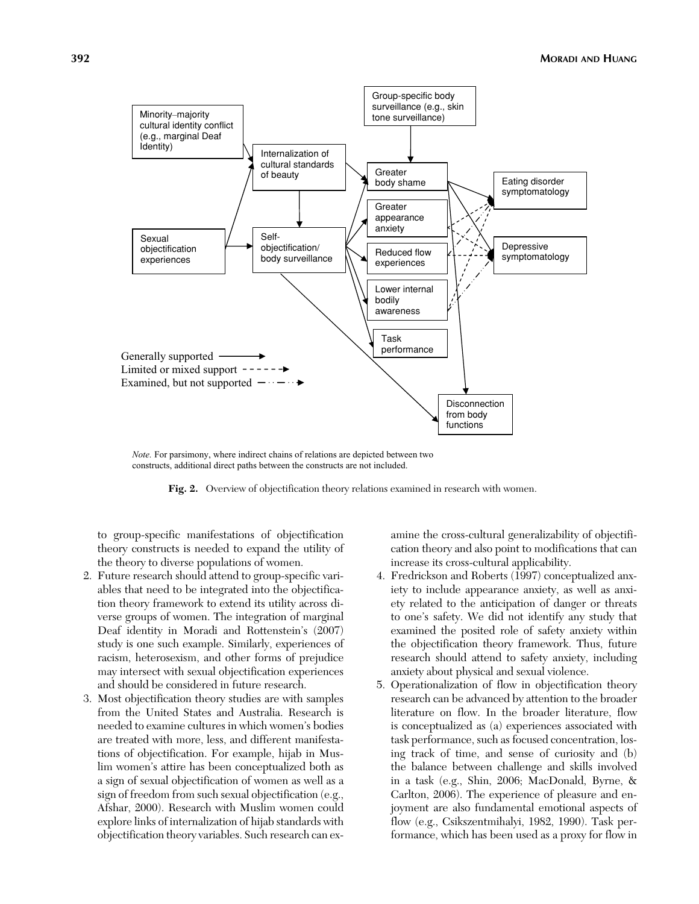Note. For parsimony, where indirect chains of relations are depicted between two constructs, additional direct paths between the constructs are not included.

**Fig. 2.** Overview of objectification theory relations examined in research with women.

to group-specific manifestations of objectification theory constructs is needed to expand the utility of the theory to diverse populations of women.

2. Future research should attend to group-specific variables that need to be integrated into the objectification theory framework to extend its utility across diverse groups of women. The integration of marginal Deaf identity in Moradi and Rottenstein's (2007) study is one such example. Similarly, experiences of racism, heterosexism, and other forms of prejudice may intersect with sexual objectification experiences and should be considered in future research.
3. Most objectification theory studies are with samples from the United States and Australia. Research is needed to examine cultures in which women's bodies are treated with more, less, and different manifestations of objectification. For example, hijab in Muslim women's attire has been conceptualized both as a sign of sexual objectification of women as well as a sign of freedom from such sexual objectification (e.g., Afshar, 2000). Research with Muslim women could explore links of internalization of hijab standards with objectification theory variables. Such research can examine the cross-cultural generalizability of objectification theory and also point to modifications that can increase its cross-cultural applicability.
4. Fredrickson and Roberts (1997) conceptualized anxiety to include appearance anxiety, as well as anxiety related to the anticipation of danger or threats to one's safety. We did not identify any study that examined the posited role of safety anxiety within the objectification theory framework. Thus, future research should attend to safety anxiety, including anxiety about physical and sexual violence.
5. Operationalization of flow in objectification theory research can be advanced by attention to the broader literature on flow. In the broader literature, flow is conceptualized as (a) experiences associated with task performance, such as focused concentration, losing track of time, and sense of curiosity and (b) the balance between challenge and skills involved in a task (e.g., Shin, 2006; MacDonald, Byrne, & Carlton, 2006). The experience of pleasure and enjoyment are also fundamental emotional aspects of flow (e.g., Csikszentmihalyi, 1982, 1990). Task performance, which has been used as a proxy for flow in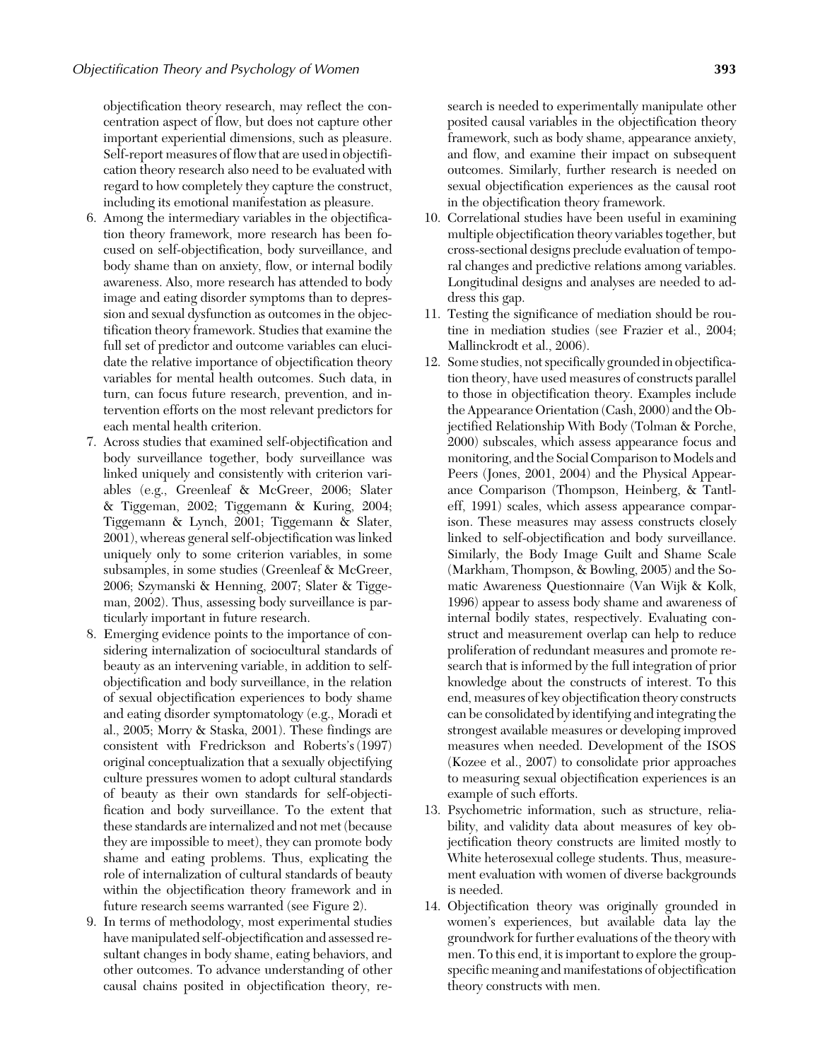objectification theory research, may reflect the concentration aspect of flow, but does not capture other important experiential dimensions, such as pleasure. Self-report measures of flow that are used in objectification theory research also need to be evaluated with regard to how completely they capture the construct, including its emotional manifestation as pleasure.

6. Among the intermediary variables in the objectification theory framework, more research has been focused on self-objectification, body surveillance, and body shame than on anxiety, flow, or internal bodily awareness. Also, more research has attended to body image and eating disorder symptoms than to depression and sexual dysfunction as outcomes in the objectification theory framework. Studies that examine the full set of predictor and outcome variables can elucidate the relative importance of objectification theory variables for mental health outcomes. Such data, in turn, can focus future research, prevention, and intervention efforts on the most relevant predictors for each mental health criterion.
7. Across studies that examined self-objectification and body surveillance together, body surveillance was linked uniquely and consistently with criterion variables (e.g., Greenleaf & McGreer, 2006; Slater & Tiggeman, 2002; Tiggemann & Kuring, 2004; Tiggemann & Lynch, 2001; Tiggemann & Slater, 2001), whereas general self-objectification was linked uniquely only to some criterion variables, in some subsamples, in some studies (Greenleaf & McGreer, 2006; Szymanski & Henning, 2007; Slater & Tiggeman, 2002). Thus, assessing body surveillance is particularly important in future research.
8. Emerging evidence points to the importance of considering internalization of sociocultural standards of beauty as an intervening variable, in addition to self-objectification and body surveillance, in the relation of sexual objectification experiences to body shame and eating disorder symptomatology (e.g., Moradi et al., 2005; Morry & Staska, 2001). These findings are consistent with Fredrickson and Roberts's (1997) original conceptualization that a sexually objectifying culture pressures women to adopt cultural standards of beauty as their own standards for self-objectification and body surveillance. To the extent that these standards are internalized and not met (because they are impossible to meet), they can promote body shame and eating problems. Thus, explicating the role of internalization of cultural standards of beauty within the objectification theory framework and in future research seems warranted (see Figure 2).
9. In terms of methodology, most experimental studies have manipulated self-objectification and assessed resultant changes in body shame, eating behaviors, and other outcomes. To advance understanding of other causal chains posited in objectification theory, research is needed to experimentally manipulate other posited causal variables in the objectification theory framework, such as body shame, appearance anxiety, and flow, and examine their impact on subsequent outcomes. Similarly, further research is needed on sexual objectification experiences as the causal root in the objectification theory framework.
10. Correlational studies have been useful in examining multiple objectification theory variables together, but cross-sectional designs preclude evaluation of temporal changes and predictive relations among variables. Longitudinal designs and analyses are needed to address this gap.
11. Testing the significance of mediation should be routine in mediation studies (see Frazier et al., 2004; Mallinckrodt et al., 2006).
12. Some studies, not specifically grounded in objectification theory, have used measures of constructs parallel to those in objectification theory. Examples include the Appearance Orientation (Cash, 2000) and the Objectified Relationship With Body (Tolman & Porche, 2000) subscales, which assess appearance focus and monitoring, and the Social Comparison to Models and Peers (Jones, 2001, 2004) and the Physical Appearance Comparison (Thompson, Heinberg, & Tantleff, 1991) scales, which assess appearance comparison. These measures may assess constructs closely linked to self-objectification and body surveillance. Similarly, the Body Image Guilt and Shame Scale (Markham, Thompson, & Bowling, 2005) and the Somatic Awareness Questionnaire (Van Wijk & Kolk, 1996) appear to assess body shame and awareness of internal bodily states, respectively. Evaluating construct and measurement overlap can help to reduce proliferation of redundant measures and promote research that is informed by the full integration of prior knowledge about the constructs of interest. To this end, measures of key objectification theory constructs can be consolidated by identifying and integrating the strongest available measures or developing improved measures when needed. Development of the ISOS (Kozee et al., 2007) to consolidate prior approaches to measuring sexual objectification experiences is an example of such efforts.
13. Psychometric information, such as structure, reliability, and validity data about measures of key objectification theory constructs are limited mostly to White heterosexual college students. Thus, measurement evaluation with women of diverse backgrounds is needed.
14. Objectification theory was originally grounded in women's experiences, but available data lay the groundwork for further evaluations of the theory with men. To this end, it is important to explore the group-specific meaning and manifestations of objectification theory constructs with men.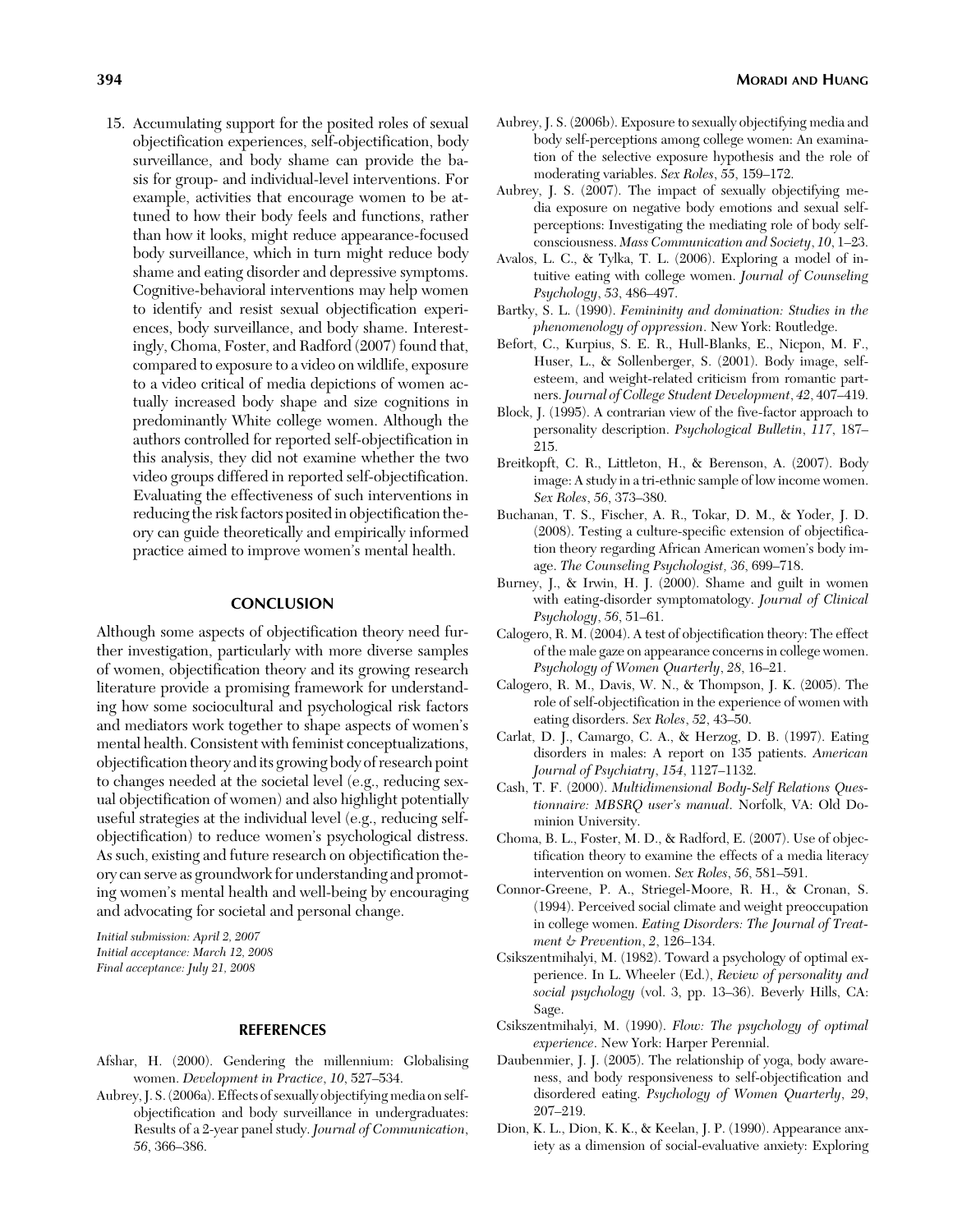15. Accumulating support for the posited roles of sexual objectification experiences, self-objectification, body surveillance, and body shame can provide the basis for group- and individual-level interventions. For example, activities that encourage women to be attuned to how their body feels and functions, rather than how it looks, might reduce appearance-focused body surveillance, which in turn might reduce body shame and eating disorder and depressive symptoms. Cognitive-behavioral interventions may help women to identify and resist sexual objectification experiences, body surveillance, and body shame. Interestingly, Choma, Foster, and Radford (2007) found that, compared to exposure to a video on wildlife, exposure to a video critical of media depictions of women actually increased body shape and size cognitions in predominantly White college women. Although the authors controlled for reported self-objectification in this analysis, they did not examine whether the two video groups differed in reported self-objectification. Evaluating the effectiveness of such interventions in reducing the risk factors posited in objectification theory can guide theoretically and empirically informed practice aimed to improve women's mental health.

## CONCLUSION

Although some aspects of objectification theory need further investigation, particularly with more diverse samples of women, objectification theory and its growing research literature provide a promising framework for understanding how some sociocultural and psychological risk factors and mediators work together to shape aspects of women's mental health. Consistent with feminist conceptualizations, objectification theory and its growing body of research point to changes needed at the societal level (e.g., reducing sexual objectification of women) and also highlight potentially useful strategies at the individual level (e.g., reducing self-objectification) to reduce women's psychological distress. As such, existing and future research on objectification theory can serve as groundwork for understanding and promoting women's mental health and well-being by encouraging and advocating for societal and personal change.

*Initial submission: April 2, 2007*
*Initial acceptance: March 12, 2008*
*Final acceptance: July 21, 2008*

## REFERENCES

Afshar, H. (2000). Gendering the millennium: Globalising women. *Development in Practice*, *10*, 527–534.

Aubrey, J. S. (2006a). Effects of sexually objectifying media on self-objectification and body surveillance in undergraduates: Results of a 2-year panel study. *Journal of Communication*, *56*, 366–386.

Aubrey, J. S. (2006b). Exposure to sexually objectifying media and body self-perceptions among college women: An examination of the selective exposure hypothesis and the role of moderating variables. *Sex Roles*, *55*, 159–172.

Aubrey, J. S. (2007). The impact of sexually objectifying media exposure on negative body emotions and sexual self-perceptions: Investigating the mediating role of body self-consciousness. *Mass Communication and Society*, *10*, 1–23.

Avalos, L. C., & Tylka, T. L. (2006). Exploring a model of intuitive eating with college women. *Journal of Counseling Psychology*, *53*, 486–497.

Bartky, S. L. (1990). *Femininity and domination: Studies in the phenomenology of oppression*. New York: Routledge.

Befort, C., Kurpius, S. E. R., Hull-Blanks, E., Nicpon, M. F., Huser, L., & Sollenberger, S. (2001). Body image, self-esteem, and weight-related criticism from romantic partners. *Journal of College Student Development*, *42*, 407–419.

Block, J. (1995). A contrarian view of the five-factor approach to personality description. *Psychological Bulletin*, *117*, 187–215.

Breitkopft, C. R., Littleton, H., & Berenson, A. (2007). Body image: A study in a tri-ethnic sample of low income women. *Sex Roles*, *56*, 373–380.

Buchanan, T. S., Fischer, A. R., Tokar, D. M., & Yoder, J. D. (2008). Testing a culture-specific extension of objectification theory regarding African American women's body image. *The Counseling Psychologist*, *36*, 699–718.

Burney, J., & Irwin, H. J. (2000). Shame and guilt in women with eating-disorder symptomatology. *Journal of Clinical Psychology*, *56*, 51–61.

Calogero, R. M. (2004). A test of objectification theory: The effect of the male gaze on appearance concerns in college women. *Psychology of Women Quarterly*, *28*, 16–21.

Calogero, R. M., Davis, W. N., & Thompson, J. K. (2005). The role of self-objectification in the experience of women with eating disorders. *Sex Roles*, *52*, 43–50.

Carlat, D. J., Camargo, C. A., & Herzog, D. B. (1997). Eating disorders in males: A report on 135 patients. *American Journal of Psychiatry*, *154*, 1127–1132.

Cash, T. F. (2000). *Multidimensional Body-Self Relations Questionnaire: MBSRQ user's manual*. Norfolk, VA: Old Dominion University.

Choma, B. L., Foster, M. D., & Radford, E. (2007). Use of objectification theory to examine the effects of a media literacy intervention on women. *Sex Roles*, *56*, 581–591.

Connor-Greene, P. A., Striegel-Moore, R. H., & Cronan, S. (1994). Perceived social climate and weight preoccupation in college women. *Eating Disorders: The Journal of Treatment & Prevention*, *2*, 126–134.

Csikszentmihalyi, M. (1982). Toward a psychology of optimal experience. In L. Wheeler (Ed.), *Review of personality and social psychology* (vol. 3, pp. 13–36). Beverly Hills, CA: Sage.

Csikszentmihalyi, M. (1990). *Flow: The psychology of optimal experience*. New York: Harper Perennial.

Daubenmier, J. J. (2005). The relationship of yoga, body awareness, and body responsiveness to self-objectification and disordered eating. *Psychology of Women Quarterly*, *29*, 207–219.

Dion, K. L., Dion, K. K., & Keelan, J. P. (1990). Appearance anxiety as a dimension of social-evaluative anxiety: Exploring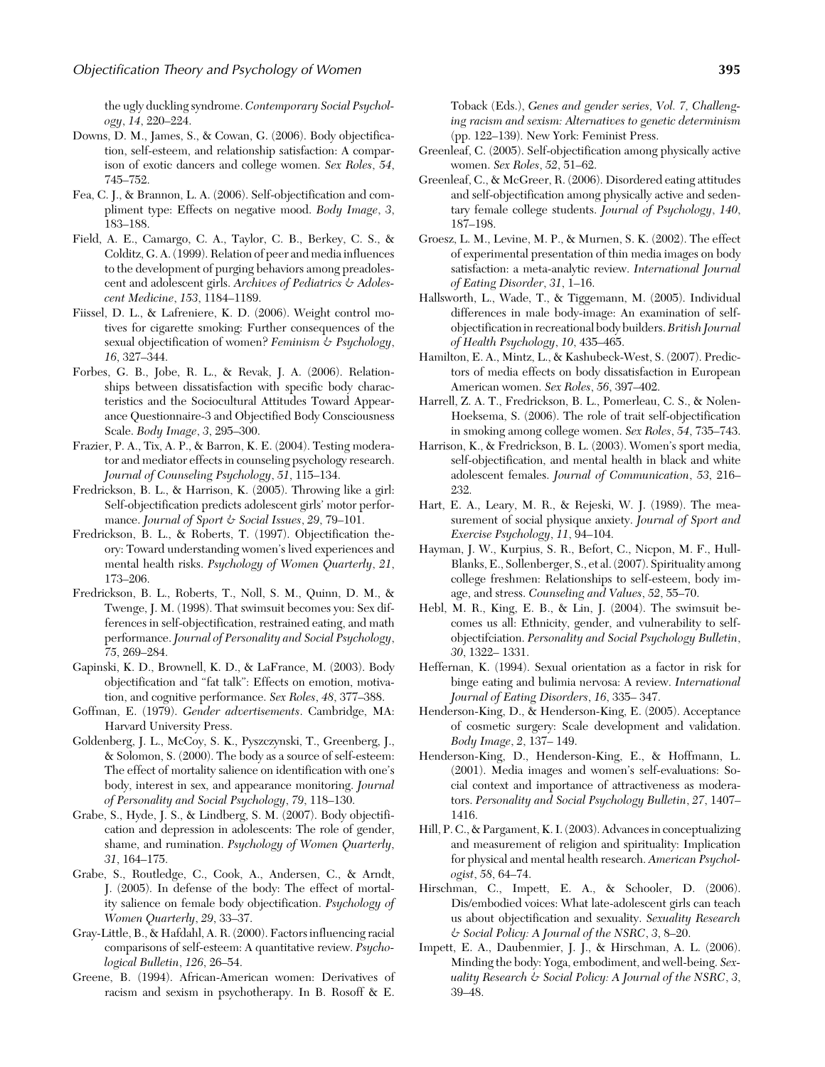the ugly duckling syndrome. *Contemporary Social Psychology*, *14*, 220–224.

Downs, D. M., James, S., & Cowan, G. (2006). Body objectification, self-esteem, and relationship satisfaction: A comparison of exotic dancers and college women. *Sex Roles*, *54*, 745–752.

Fea, C. J., & Brannon, L. A. (2006). Self-objectification and compliment type: Effects on negative mood. *Body Image*, *3*, 183–188.

Field, A. E., Camargo, C. A., Taylor, C. B., Berkey, C. S., & Colditz, G. A. (1999). Relation of peer and media influences to the development of purging behaviors among preadolescent and adolescent girls. *Archives of Pediatrics & Adolescent Medicine*, *153*, 1184–1189.

Fiissel, D. L., & Lafreniere, K. D. (2006). Weight control motives for cigarette smoking: Further consequences of the sexual objectification of women? *Feminism & Psychology*, *16*, 327–344.

Forbes, G. B., Jobe, R. L., & Revak, J. A. (2006). Relationships between dissatisfaction with specific body characteristics and the Sociocultural Attitudes Toward Appearance Questionnaire-3 and Objectified Body Consciousness Scale. *Body Image*, *3*, 295–300.

Frazier, P. A., Tix, A. P., & Barron, K. E. (2004). Testing moderator and mediator effects in counseling psychology research. *Journal of Counseling Psychology*, *51*, 115–134.

Fredrickson, B. L., & Harrison, K. (2005). Throwing like a girl: Self-objectification predicts adolescent girls' motor performance. *Journal of Sport & Social Issues*, *29*, 79–101.

Fredrickson, B. L., & Roberts, T. (1997). Objectification theory: Toward understanding women's lived experiences and mental health risks. *Psychology of Women Quarterly*, *21*, 173–206.

Fredrickson, B. L., Roberts, T., Noll, S. M., Quinn, D. M., & Twenge, J. M. (1998). That swimsuit becomes you: Sex differences in self-objectification, restrained eating, and math performance. *Journal of Personality and Social Psychology*, *75*, 269–284.

Gapinski, K. D., Brownell, K. D., & LaFrance, M. (2003). Body objectification and "fat talk": Effects on emotion, motivation, and cognitive performance. *Sex Roles*, *48*, 377–388.

Goffman, E. (1979). *Gender advertisements*. Cambridge, MA: Harvard University Press.

Goldenberg, J. L., McCoy, S. K., Pyszczynski, T., Greenberg, J., & Solomon, S. (2000). The body as a source of self-esteem: The effect of mortality salience on identification with one's body, interest in sex, and appearance monitoring. *Journal of Personality and Social Psychology*, *79*, 118–130.

Grabe, S., Hyde, J. S., & Lindberg, S. M. (2007). Body objectification and depression in adolescents: The role of gender, shame, and rumination. *Psychology of Women Quarterly*, *31*, 164–175.

Grabe, S., Routledge, C., Cook, A., Andersen, C., & Arndt, J. (2005). In defense of the body: The effect of mortality salience on female body objectification. *Psychology of Women Quarterly*, *29*, 33–37.

Gray-Little, B., & Hafdahl, A. R. (2000). Factors influencing racial comparisons of self-esteem: A quantitative review. *Psychological Bulletin*, *126*, 26–54.

Greene, B. (1994). African-American women: Derivatives of racism and sexism in psychotherapy. In B. Rosoff & E. Toback (Eds.), *Genes and gender series, Vol. 7, Challenging racism and sexism: Alternatives to genetic determinism* (pp. 122–139). New York: Feminist Press.

Greenleaf, C. (2005). Self-objectification among physically active women. *Sex Roles*, *52*, 51–62.

Greenleaf, C., & McGreer, R. (2006). Disordered eating attitudes and self-objectification among physically active and sedentary female college students. *Journal of Psychology*, *140*, 187–198.

Groesz, L. M., Levine, M. P., & Murnen, S. K. (2002). The effect of experimental presentation of thin media images on body satisfaction: a meta-analytic review. *International Journal of Eating Disorder*, *31*, 1–16.

Hallsworth, L., Wade, T., & Tiggemann, M. (2005). Individual differences in male body-image: An examination of self-objectification in recreational body builders. *British Journal of Health Psychology*, *10*, 435–465.

Hamilton, E. A., Mintz, L., & Kashubeck-West, S. (2007). Predictors of media effects on body dissatisfaction in European American women. *Sex Roles*, *56*, 397–402.

Harrell, Z. A. T., Fredrickson, B. L., Pomerleau, C. S., & Nolen-Hoeksema, S. (2006). The role of trait self-objectification in smoking among college women. *Sex Roles*, *54*, 735–743.

Harrison, K., & Fredrickson, B. L. (2003). Women's sport media, self-objectification, and mental health in black and white adolescent females. *Journal of Communication*, *53*, 216–232.

Hart, E. A., Leary, M. R., & Rejeski, W. J. (1989). The measurement of social physique anxiety. *Journal of Sport and Exercise Psychology*, *11*, 94–104.

Hayman, J. W., Kurpius, S. R., Befort, C., Nicpon, M. F., Hull-Blanks, E., Sollenberger, S., et al. (2007). Spirituality among college freshmen: Relationships to self-esteem, body image, and stress. *Counseling and Values*, *52*, 55–70.

Hebl, M. R., King, E. B., & Lin, J. (2004). The swimsuit becomes us all: Ethnicity, gender, and vulnerability to self-objectifciation. *Personality and Social Psychology Bulletin*, *30*, 1322– 1331.

Heffernan, K. (1994). Sexual orientation as a factor in risk for binge eating and bulimia nervosa: A review. *International Journal of Eating Disorders*, *16*, 335– 347.

Henderson-King, D., & Henderson-King, E. (2005). Acceptance of cosmetic surgery: Scale development and validation. *Body Image*, *2*, 137– 149.

Henderson-King, D., Henderson-King, E., & Hoffmann, L. (2001). Media images and women's self-evaluations: Social context and importance of attractiveness as moderators. *Personality and Social Psychology Bulletin*, *27*, 1407–1416.

Hill, P. C., & Pargament, K. I. (2003). Advances in conceptualizing and measurement of religion and spirituality: Implication for physical and mental health research. *American Psychologist*, *58*, 64–74.

Hirschman, C., Impett, E. A., & Schooler, D. (2006). Dis/embodied voices: What late-adolescent girls can teach us about objectification and sexuality. *Sexuality Research & Social Policy: A Journal of the NSRC*, *3*, 8–20.

Impett, E. A., Daubenmier, J. J., & Hirschman, A. L. (2006). Minding the body: Yoga, embodiment, and well-being. *Sexuality Research & Social Policy: A Journal of the NSRC*, *3*, 39–48.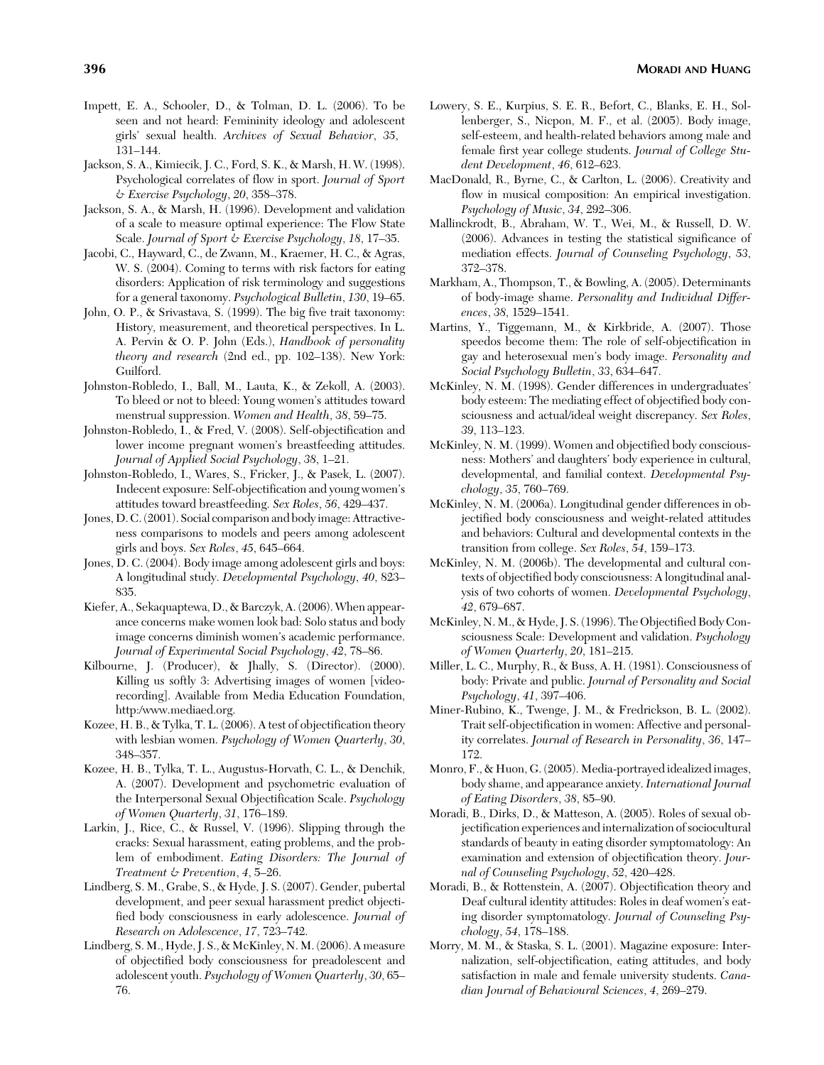Impett, E. A., Schooler, D., & Tolman, D. L. (2006). To be seen and not heard: Femininity ideology and adolescent girls' sexual health. *Archives of Sexual Behavior*, *35*, 131–144.

Jackson, S. A., Kimiecik, J. C., Ford, S. K., & Marsh, H. W. (1998). Psychological correlates of flow in sport. *Journal of Sport & Exercise Psychology*, *20*, 358–378.

Jackson, S. A., & Marsh, H. (1996). Development and validation of a scale to measure optimal experience: The Flow State Scale. *Journal of Sport & Exercise Psychology*, *18*, 17–35.

Jacobi, C., Hayward, C., de Zwann, M., Kraemer, H. C., & Agras, W. S. (2004). Coming to terms with risk factors for eating disorders: Application of risk terminology and suggestions for a general taxonomy. *Psychological Bulletin*, *130*, 19–65.

John, O. P., & Srivastava, S. (1999). The big five trait taxonomy: History, measurement, and theoretical perspectives. In L. A. Pervin & O. P. John (Eds.), *Handbook of personality theory and research* (2nd ed., pp. 102–138). New York: Guilford.

Johnston-Robledo, I., Ball, M., Lauta, K., & Zekoll, A. (2003). To bleed or not to bleed: Young women's attitudes toward menstrual suppression. *Women and Health*, *38*, 59–75.

Johnston-Robledo, I., & Fred, V. (2008). Self-objectification and lower income pregnant women's breastfeeding attitudes. *Journal of Applied Social Psychology*, *38*, 1–21.

Johnston-Robledo, I., Wares, S., Fricker, J., & Pasek, L. (2007). Indecent exposure: Self-objectification and young women's attitudes toward breastfeeding. *Sex Roles*, *56*, 429–437.

Jones, D. C. (2001). Social comparison and body image: Attractiveness comparisons to models and peers among adolescent girls and boys. *Sex Roles*, *45*, 645–664.

Jones, D. C. (2004). Body image among adolescent girls and boys: A longitudinal study. *Developmental Psychology*, *40*, 823–835.

Kiefer, A., Sekaquaptewa, D., & Barczyk, A. (2006). When appearance concerns make women look bad: Solo status and body image concerns diminish women's academic performance. *Journal of Experimental Social Psychology*, *42*, 78–86.

Kilbourne, J. (Producer), & Jhally, S. (Director). (2000). Killing us softly 3: Advertising images of women [videorecording]. Available from Media Education Foundation, http:/www.mediaed.org.

Kozee, H. B., & Tylka, T. L. (2006). A test of objectification theory with lesbian women. *Psychology of Women Quarterly*, *30*, 348–357.

Kozee, H. B., Tylka, T. L., Augustus-Horvath, C. L., & Denchik, A. (2007). Development and psychometric evaluation of the Interpersonal Sexual Objectification Scale. *Psychology of Women Quarterly*, *31*, 176–189.

Larkin, J., Rice, C., & Russel, V. (1996). Slipping through the cracks: Sexual harassment, eating problems, and the problem of embodiment. *Eating Disorders: The Journal of Treatment & Prevention*, *4*, 5–26.

Lindberg, S. M., Grabe, S., & Hyde, J. S. (2007). Gender, pubertal development, and peer sexual harassment predict objectified body consciousness in early adolescence. *Journal of Research on Adolescence*, *17*, 723–742.

Lindberg, S. M., Hyde, J. S., & McKinley, N. M. (2006). A measure of objectified body consciousness for preadolescent and adolescent youth. *Psychology of Women Quarterly*, *30*, 65–76.

Lowery, S. E., Kurpius, S. E. R., Befort, C., Blanks, E. H., Sollenberger, S., Nicpon, M. F., et al. (2005). Body image, self-esteem, and health-related behaviors among male and female first year college students. *Journal of College Student Development*, *46*, 612–623.

MacDonald, R., Byrne, C., & Carlton, L. (2006). Creativity and flow in musical composition: An empirical investigation. *Psychology of Music*, *34*, 292–306.

Mallinckrodt, B., Abraham, W. T., Wei, M., & Russell, D. W. (2006). Advances in testing the statistical significance of mediation effects. *Journal of Counseling Psychology*, *53*, 372–378.

Markham, A., Thompson, T., & Bowling, A. (2005). Determinants of body-image shame. *Personality and Individual Differences*, *38*, 1529–1541.

Martins, Y., Tiggemann, M., & Kirkbride, A. (2007). Those speedos become them: The role of self-objectification in gay and heterosexual men's body image. *Personality and Social Psychology Bulletin*, *33*, 634–647.

McKinley, N. M. (1998). Gender differences in undergraduates' body esteem: The mediating effect of objectified body consciousness and actual/ideal weight discrepancy. *Sex Roles*, *39*, 113–123.

McKinley, N. M. (1999). Women and objectified body consciousness: Mothers' and daughters' body experience in cultural, developmental, and familial context. *Developmental Psychology*, *35*, 760–769.

McKinley, N. M. (2006a). Longitudinal gender differences in objectified body consciousness and weight-related attitudes and behaviors: Cultural and developmental contexts in the transition from college. *Sex Roles*, *54*, 159–173.

McKinley, N. M. (2006b). The developmental and cultural contexts of objectified body consciousness: A longitudinal analysis of two cohorts of women. *Developmental Psychology*, *42*, 679–687.

McKinley, N. M., & Hyde, J. S. (1996). The Objectified Body Consciousness Scale: Development and validation. *Psychology of Women Quarterly*, *20*, 181–215.

Miller, L. C., Murphy, R., & Buss, A. H. (1981). Consciousness of body: Private and public. *Journal of Personality and Social Psychology*, *41*, 397–406.

Miner-Rubino, K., Twenge, J. M., & Fredrickson, B. L. (2002). Trait self-objectification in women: Affective and personality correlates. *Journal of Research in Personality*, *36*, 147–172.

Monro, F., & Huon, G. (2005). Media-portrayed idealized images, body shame, and appearance anxiety. *International Journal of Eating Disorders*, *38*, 85–90.

Moradi, B., Dirks, D., & Matteson, A. (2005). Roles of sexual objectification experiences and internalization of sociocultural standards of beauty in eating disorder symptomatology: An examination and extension of objectification theory. *Journal of Counseling Psychology*, *52*, 420–428.

Moradi, B., & Rottenstein, A. (2007). Objectification theory and Deaf cultural identity attitudes: Roles in deaf women's eating disorder symptomatology. *Journal of Counseling Psychology*, *54*, 178–188.

Morry, M. M., & Staska, S. L. (2001). Magazine exposure: Internalization, self-objectification, eating attitudes, and body satisfaction in male and female university students. *Canadian Journal of Behavioural Sciences*, *4*, 269–279.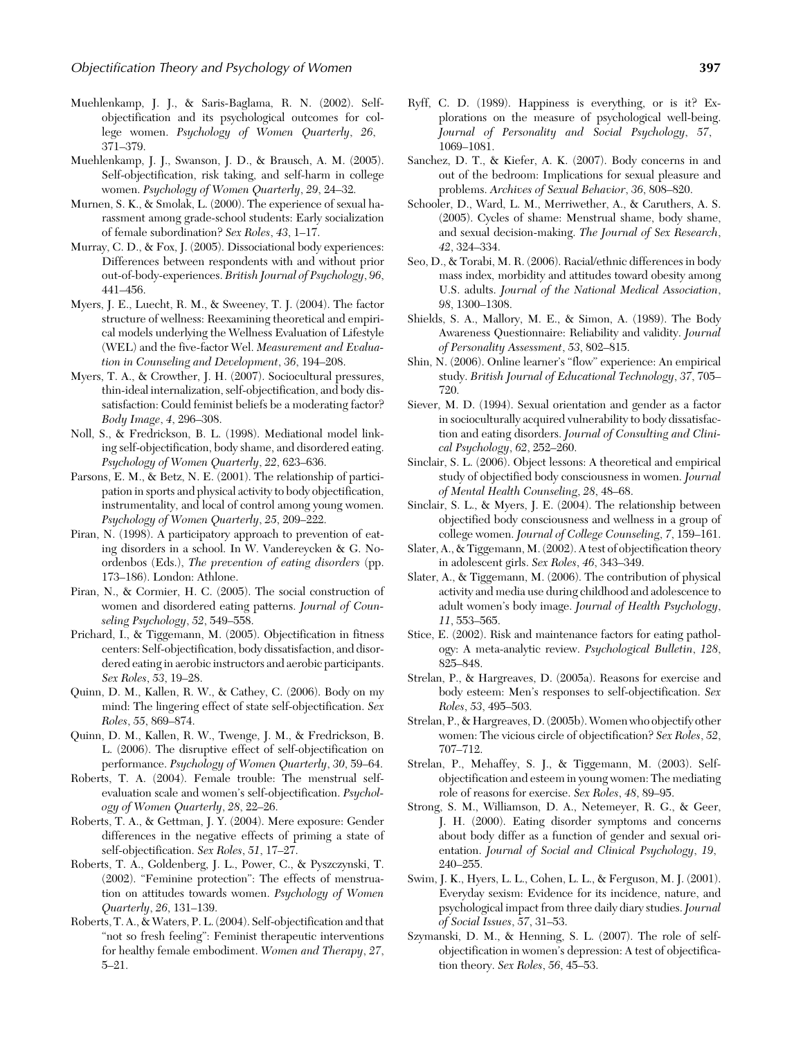Muehlenkamp, J. J., & Saris-Baglama, R. N. (2002). Self-objectification and its psychological outcomes for college women. *Psychology of Women Quarterly*, *26*, 371–379.

Muehlenkamp, J. J., Swanson, J. D., & Brausch, A. M. (2005). Self-objectification, risk taking, and self-harm in college women. *Psychology of Women Quarterly*, *29*, 24–32.

Murnen, S. K., & Smolak, L. (2000). The experience of sexual harassment among grade-school students: Early socialization of female subordination? *Sex Roles*, *43*, 1–17.

Murray, C. D., & Fox, J. (2005). Dissociational body experiences: Differences between respondents with and without prior out-of-body-experiences. *British Journal of Psychology*, *96*, 441–456.

Myers, J. E., Luecht, R. M., & Sweeney, T. J. (2004). The factor structure of wellness: Reexamining theoretical and empirical models underlying the Wellness Evaluation of Lifestyle (WEL) and the five-factor Wel. *Measurement and Evaluation in Counseling and Development*, *36*, 194–208.

Myers, T. A., & Crowther, J. H. (2007). Sociocultural pressures, thin-ideal internalization, self-objectification, and body dissatisfaction: Could feminist beliefs be a moderating factor? *Body Image*, *4*, 296–308.

Noll, S., & Fredrickson, B. L. (1998). Mediational model linking self-objectification, body shame, and disordered eating. *Psychology of Women Quarterly*, *22*, 623–636.

Parsons, E. M., & Betz, N. E. (2001). The relationship of participation in sports and physical activity to body objectification, instrumentality, and local of control among young women. *Psychology of Women Quarterly*, *25*, 209–222.

Piran, N. (1998). A participatory approach to prevention of eating disorders in a school. In W. Vandereycken & G. Noordenbos (Eds.), *The prevention of eating disorders* (pp. 173–186). London: Athlone.

Piran, N., & Cormier, H. C. (2005). The social construction of women and disordered eating patterns. *Journal of Counseling Psychology*, *52*, 549–558.

Prichard, I., & Tiggemann, M. (2005). Objectification in fitness centers: Self-objectification, body dissatisfaction, and disordered eating in aerobic instructors and aerobic participants. *Sex Roles*, *53*, 19–28.

Quinn, D. M., Kallen, R. W., & Cathey, C. (2006). Body on my mind: The lingering effect of state self-objectification. *Sex Roles*, *55*, 869–874.

Quinn, D. M., Kallen, R. W., Twenge, J. M., & Fredrickson, B. L. (2006). The disruptive effect of self-objectification on performance. *Psychology of Women Quarterly*, *30*, 59–64.

Roberts, T. A. (2004). Female trouble: The menstrual self-evaluation scale and women's self-objectification. *Psychology of Women Quarterly*, *28*, 22–26.

Roberts, T. A., & Gettman, J. Y. (2004). Mere exposure: Gender differences in the negative effects of priming a state of self-objectification. *Sex Roles*, *51*, 17–27.

Roberts, T. A., Goldenberg, J. L., Power, C., & Pyszczynski, T. (2002). "Feminine protection": The effects of menstruation on attitudes towards women. *Psychology of Women Quarterly*, *26*, 131–139.

Roberts, T. A., & Waters, P. L. (2004). Self-objectification and that "not so fresh feeling": Feminist therapeutic interventions for healthy female embodiment. *Women and Therapy*, *27*, 5–21.

Ryff, C. D. (1989). Happiness is everything, or is it? Explorations on the measure of psychological well-being. *Journal of Personality and Social Psychology*, *57*, 1069–1081.

Sanchez, D. T., & Kiefer, A. K. (2007). Body concerns in and out of the bedroom: Implications for sexual pleasure and problems. *Archives of Sexual Behavior*, *36*, 808–820.

Schooler, D., Ward, L. M., Merriwether, A., & Caruthers, A. S. (2005). Cycles of shame: Menstrual shame, body shame, and sexual decision-making. *The Journal of Sex Research*, *42*, 324–334.

Seo, D., & Torabi, M. R. (2006). Racial/ethnic differences in body mass index, morbidity and attitudes toward obesity among U.S. adults. *Journal of the National Medical Association*, *98*, 1300–1308.

Shields, S. A., Mallory, M. E., & Simon, A. (1989). The Body Awareness Questionnaire: Reliability and validity. *Journal of Personality Assessment*, *53*, 802–815.

Shin, N. (2006). Online learner's "flow" experience: An empirical study. *British Journal of Educational Technology*, *37*, 705–720.

Siever, M. D. (1994). Sexual orientation and gender as a factor in socioculturally acquired vulnerability to body dissatisfaction and eating disorders. *Journal of Consulting and Clinical Psychology*, *62*, 252–260.

Sinclair, S. L. (2006). Object lessons: A theoretical and empirical study of objectified body consciousness in women. *Journal of Mental Health Counseling*, *28*, 48–68.

Sinclair, S. L., & Myers, J. E. (2004). The relationship between objectified body consciousness and wellness in a group of college women. *Journal of College Counseling*, *7*, 159–161.

Slater, A., & Tiggemann, M. (2002). A test of objectification theory in adolescent girls. *Sex Roles*, *46*, 343–349.

Slater, A., & Tiggemann, M. (2006). The contribution of physical activity and media use during childhood and adolescence to adult women's body image. *Journal of Health Psychology*, *11*, 553–565.

Stice, E. (2002). Risk and maintenance factors for eating pathology: A meta-analytic review. *Psychological Bulletin*, *128*, 825–848.

Strelan, P., & Hargreaves, D. (2005a). Reasons for exercise and body esteem: Men's responses to self-objectification. *Sex Roles*, *53*, 495–503.

Strelan, P., & Hargreaves, D. (2005b). Women who objectify other women: The vicious circle of objectification? *Sex Roles*, *52*, 707–712.

Strelan, P., Mehaffey, S. J., & Tiggemann, M. (2003). Self-objectification and esteem in young women: The mediating role of reasons for exercise. *Sex Roles*, *48*, 89–95.

Strong, S. M., Williamson, D. A., Netemeyer, R. G., & Geer, J. H. (2000). Eating disorder symptoms and concerns about body differ as a function of gender and sexual orientation. *Journal of Social and Clinical Psychology*, *19*, 240–255.

Swim, J. K., Hyers, L. L., Cohen, L. L., & Ferguson, M. J. (2001). Everyday sexism: Evidence for its incidence, nature, and psychological impact from three daily diary studies. *Journal of Social Issues*, *57*, 31–53.

Szymanski, D. M., & Henning, S. L. (2007). The role of self-objectification in women's depression: A test of objectification theory. *Sex Roles*, *56*, 45–53.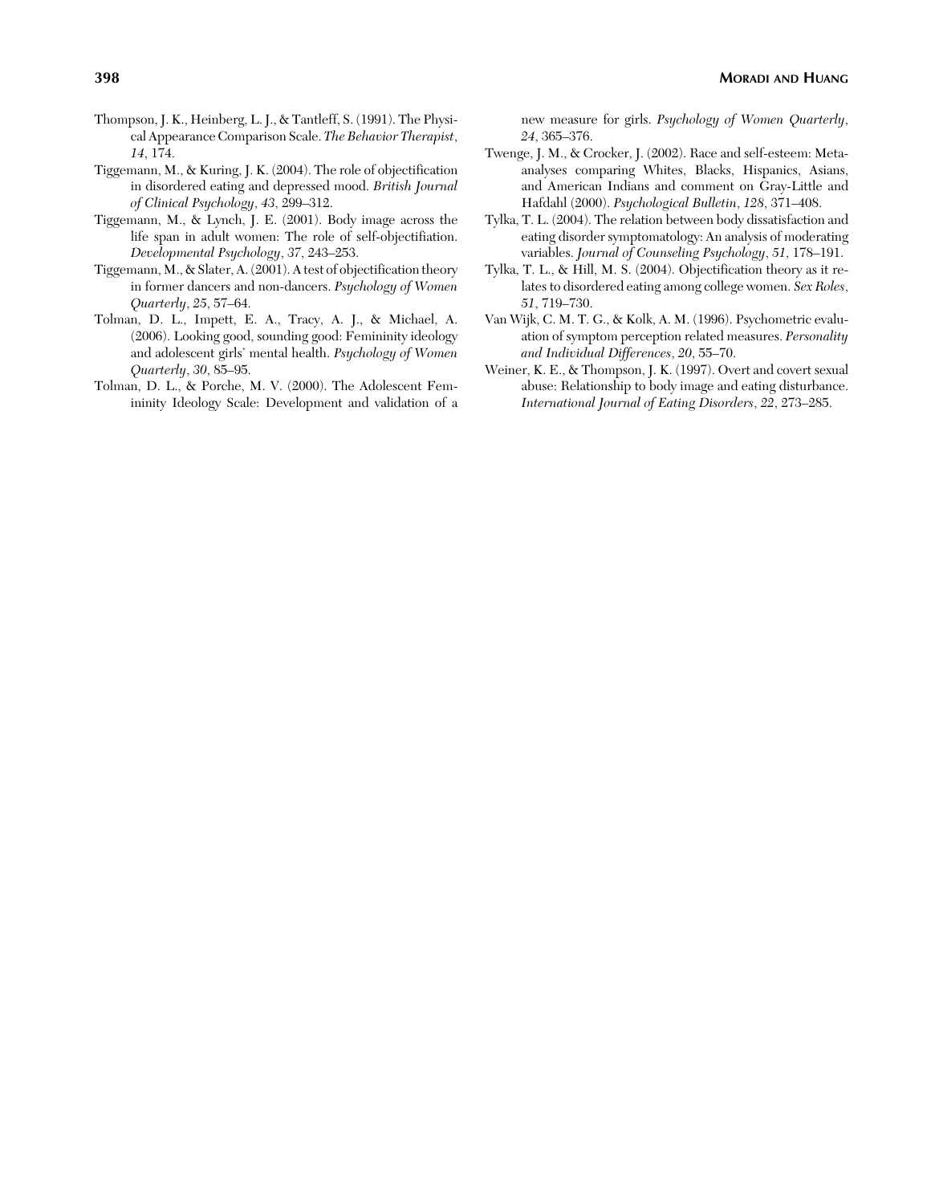Thompson, J. K., Heinberg, L. J., & Tantleff, S. (1991). The Physical Appearance Comparison Scale. *The Behavior Therapist*, *14*, 174.

Tiggemann, M., & Kuring, J. K. (2004). The role of objectification in disordered eating and depressed mood. *British Journal of Clinical Psychology*, *43*, 299–312.

Tiggemann, M., & Lynch, J. E. (2001). Body image across the life span in adult women: The role of self-objectifiation. *Developmental Psychology*, *37*, 243–253.

Tiggemann, M., & Slater, A. (2001). A test of objectification theory in former dancers and non-dancers. *Psychology of Women Quarterly*, *25*, 57–64.

Tolman, D. L., Impett, E. A., Tracy, A. J., & Michael, A. (2006). Looking good, sounding good: Femininity ideology and adolescent girls' mental health. *Psychology of Women Quarterly*, *30*, 85–95.

Tolman, D. L., & Porche, M. V. (2000). The Adolescent Femininity Ideology Scale: Development and validation of a new measure for girls. *Psychology of Women Quarterly*, *24*, 365–376.

Twenge, J. M., & Crocker, J. (2002). Race and self-esteem: Meta-analyses comparing Whites, Blacks, Hispanics, Asians, and American Indians and comment on Gray-Little and Hafdahl (2000). *Psychological Bulletin*, *128*, 371–408.

Tylka, T. L. (2004). The relation between body dissatisfaction and eating disorder symptomatology: An analysis of moderating variables. *Journal of Counseling Psychology*, *51*, 178–191.

Tylka, T. L., & Hill, M. S. (2004). Objectification theory as it relates to disordered eating among college women. *Sex Roles*, *51*, 719–730.

Van Wijk, C. M. T. G., & Kolk, A. M. (1996). Psychometric evaluation of symptom perception related measures. *Personality and Individual Differences*, *20*, 55–70.

Weiner, K. E., & Thompson, J. K. (1997). Overt and covert sexual abuse: Relationship to body image and eating disturbance. *International Journal of Eating Disorders*, *22*, 273–285.